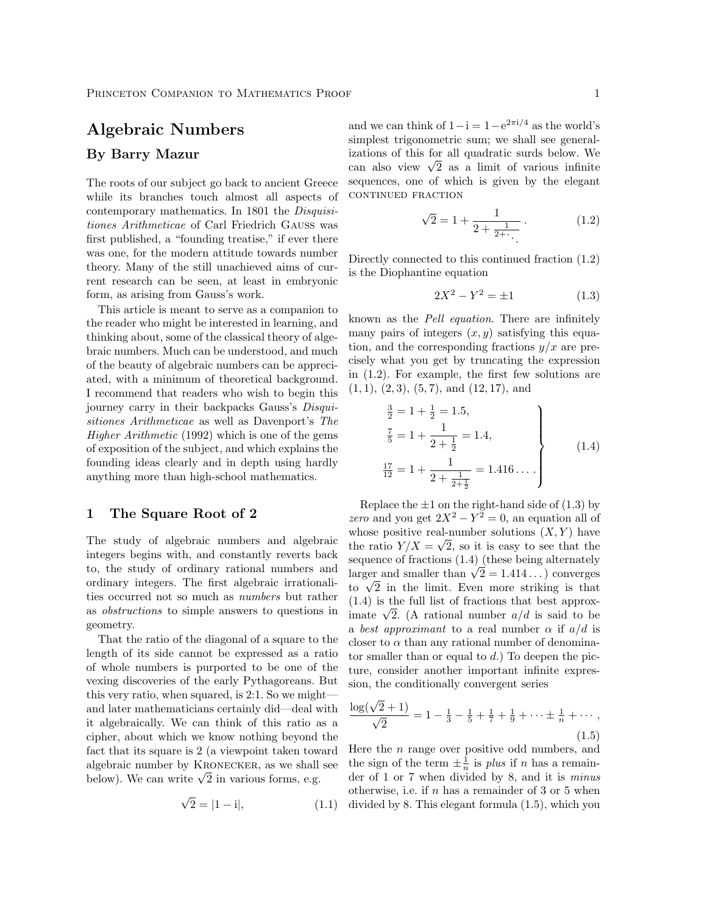# Algebraic Numbers

## By Barry Mazur

The roots of our subject go back to ancient Greece while its branches touch almost all aspects of contemporary mathematics. In 1801 the *Disquisitiones Arithmeticae* of Carl Friedrich Gauss was first published, a "founding treatise," if ever there was one, for the modern attitude towards number theory. Many of the still unachieved aims of current research can be seen, at least in embryonic form, as arising from Gauss's work.

This article is meant to serve as a companion to the reader who might be interested in learning, and thinking about, some of the classical theory of algebraic numbers. Much can be understood, and much of the beauty of algebraic numbers can be appreciated, with a minimum of theoretical background. I recommend that readers who wish to begin this journey carry in their backpacks Gauss's *Disquisitiones Arithmeticae* as well as Davenport's *The Higher Arithmetic* (1992) which is one of the gems of exposition of the subject, and which explains the founding ideas clearly and in depth using hardly anything more than high-school mathematics.

## 1 The Square Root of 2

The study of algebraic numbers and algebraic integers begins with, and constantly reverts back to, the study of ordinary rational numbers and ordinary integers. The first algebraic irrationalities occurred not so much as *numbers* but rather as *obstructions* to simple answers to questions in geometry.

That the ratio of the diagonal of a square to the length of its side cannot be expressed as a ratio of whole numbers is purported to be one of the vexing discoveries of the early Pythagoreans. But this very ratio, when squared, is 2:1. So we might—and later mathematicians certainly did—deal with it algebraically. We can think of this ratio as a cipher, about which we know nothing beyond the fact that its square is 2 (a viewpoint taken toward algebraic number by Kronecker, as we shall see below). We can write $\sqrt{2}$ in various forms, e.g.

$$\sqrt{2} = |1 - \mathrm{i}|, \tag{1.1}$$

and we can think of $1 - \mathrm{i} = 1 - \mathrm{e}^{2\pi \mathrm{i}/4}$ as the world's simplest trigonometric sum; we shall see generalizations of this for all quadratic surds below. We can also view $\sqrt{2}$ as a limit of various infinite sequences, one of which is given by the elegant continued fraction

$$\sqrt{2} = 1 + \cfrac{1}{2 + \cfrac{1}{2 + \ddots}}\,. \tag{1.2}$$

Directly connected to this continued fraction (1.2) is the Diophantine equation

$$2X^2 - Y^2 = \pm 1 \tag{1.3}$$

known as the *Pell equation*. There are infinitely many pairs of integers $(x, y)$ satisfying this equation, and the corresponding fractions $y/x$ are precisely what you get by truncating the expression in (1.2). For example, the first few solutions are $(1, 1)$, $(2, 3)$, $(5, 7)$, and $(12, 17)$, and

$$\left.\begin{aligned} \tfrac{3}{2} &= 1 + \tfrac{1}{2} = 1.5, \\ \tfrac{7}{5} &= 1 + \cfrac{1}{2 + \frac{1}{2}} = 1.4, \\ \tfrac{17}{12} &= 1 + \cfrac{1}{2 + \frac{1}{2 + \frac{1}{2}}} = 1.416\ldots. \end{aligned}\right\} \tag{1.4}$$

Replace the $\pm 1$ on the right-hand side of (1.3) by *zero* and you get $2X^2 - Y^2 = 0$, an equation all of whose positive real-number solutions $(X, Y)$ have the ratio $Y/X = \sqrt{2}$, so it is easy to see that the sequence of fractions (1.4) (these being alternately larger and smaller than $\sqrt{2} = 1.414\ldots$) converges to $\sqrt{2}$ in the limit. Even more striking is that (1.4) is the full list of fractions that best approximate $\sqrt{2}$. (A rational number $a/d$ is said to be a *best approximant* to a real number $\alpha$ if $a/d$ is closer to $\alpha$ than any rational number of denominator smaller than or equal to $d$.) To deepen the picture, consider another important infinite expression, the conditionally convergent series

$$\frac{\log(\sqrt{2} + 1)}{\sqrt{2}} = 1 - \tfrac{1}{3} - \tfrac{1}{5} + \tfrac{1}{7} + \tfrac{1}{9} + \cdots \pm \tfrac{1}{n} + \cdots, \tag{1.5}$$

Here the $n$ range over positive odd numbers, and the sign of the term $\pm\frac{1}{n}$ is *plus* if $n$ has a remainder of 1 or 7 when divided by 8, and it is *minus* otherwise, i.e. if $n$ has a remainder of 3 or 5 when divided by 8. This elegant formula (1.5), which you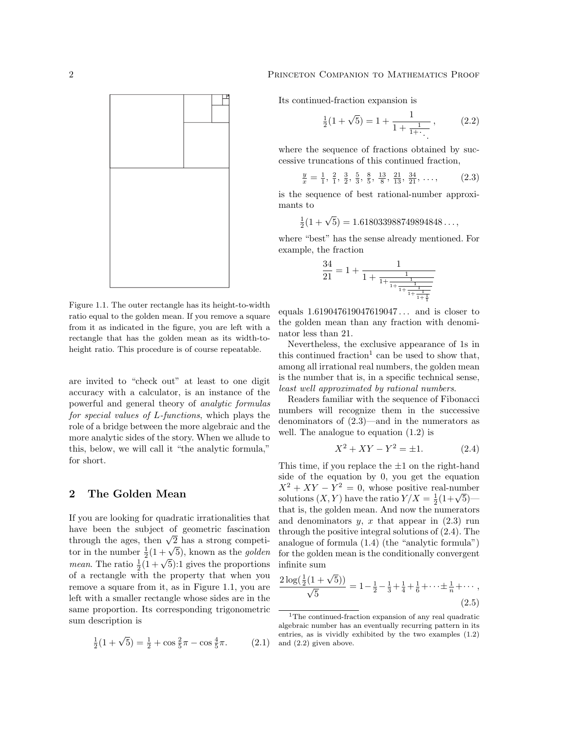Figure 1.1. The outer rectangle has its height-to-width ratio equal to the golden mean. If you remove a square from it as indicated in the figure, you are left with a rectangle that has the golden mean as its width-to-height ratio. This procedure is of course repeatable.

are invited to "check out" at least to one digit accuracy with a calculator, is an instance of the powerful and general theory of *analytic formulas for special values of L-functions*, which plays the role of a bridge between the more algebraic and the more analytic sides of the story. When we allude to this, below, we will call it "the analytic formula," for short.

## 2 The Golden Mean

If you are looking for quadratic irrationalities that have been the subject of geometric fascination through the ages, then $\sqrt{2}$ has a strong competitor in the number $\frac{1}{2}(1+\sqrt{5})$, known as the *golden mean*. The ratio $\frac{1}{2}(1+\sqrt{5})$:1 gives the proportions of a rectangle with the property that when you remove a square from it, as in Figure 1.1, you are left with a smaller rectangle whose sides are in the same proportion. Its corresponding trigonometric sum description is

$$\tfrac{1}{2}(1+\sqrt{5}) = \tfrac{1}{2} + \cos\tfrac{2}{5}\pi - \cos\tfrac{4}{5}\pi. \tag{2.1}$$

Its continued-fraction expansion is

$$\tfrac{1}{2}(1+\sqrt{5}) = 1 + \cfrac{1}{1+\cfrac{1}{1+\ddots}}, \tag{2.2}$$

where the sequence of fractions obtained by successive truncations of this continued fraction,

$$\tfrac{y}{x} = \tfrac{1}{1},\ \tfrac{2}{1},\ \tfrac{3}{2},\ \tfrac{5}{3},\ \tfrac{8}{5},\ \tfrac{13}{8},\ \tfrac{21}{13},\ \tfrac{34}{21},\ \dots, \tag{2.3}$$

is the sequence of best rational-number approximants to

$$\tfrac{1}{2}(1+\sqrt{5}) = 1.618033988749894848\dots,$$

where "best" has the sense already mentioned. For example, the fraction

$$\frac{34}{21} = 1 + \cfrac{1}{1+\cfrac{1}{1+\cfrac{1}{1+\cfrac{1}{1+\cfrac{1}{1+\cfrac{1}{1+\frac{1}{1}}}}}}}$$

equals $1.619047619047619047\dots$ and is closer to the golden mean than any fraction with denominator less than 21.

Nevertheless, the exclusive appearance of 1s in this continued fraction[1] can be used to show that, among all irrational real numbers, the golden mean is the number that is, in a specific technical sense, *least well approximated by rational numbers*.

Readers familiar with the sequence of Fibonacci numbers will recognize them in the successive denominators of (2.3)—and in the numerators as well. The analogue to equation (1.2) is

$$X^2 + XY - Y^2 = \pm 1. \tag{2.4}$$

This time, if you replace the $\pm 1$ on the right-hand side of the equation by 0, you get the equation $X^2 + XY - Y^2 = 0$, whose positive real-number solutions $(X, Y)$ have the ratio $Y/X = \frac{1}{2}(1+\sqrt{5})$—that is, the golden mean. And now the numerators and denominators $y$, $x$ that appear in (2.3) run through the positive integral solutions of (2.4). The analogue of formula (1.4) (the "analytic formula") for the golden mean is the conditionally convergent infinite sum

$$\frac{2\log(\frac{1}{2}(1+\sqrt{5}))}{\sqrt{5}} = 1 - \tfrac{1}{2} - \tfrac{1}{3} + \tfrac{1}{4} + \tfrac{1}{6} + \cdots \pm \tfrac{1}{n} + \cdots, \tag{2.5}$$

[1] The continued-fraction expansion of any real quadratic algebraic number has an eventually recurring pattern in its entries, as is vividly exhibited by the two examples (1.2) and (2.2) given above.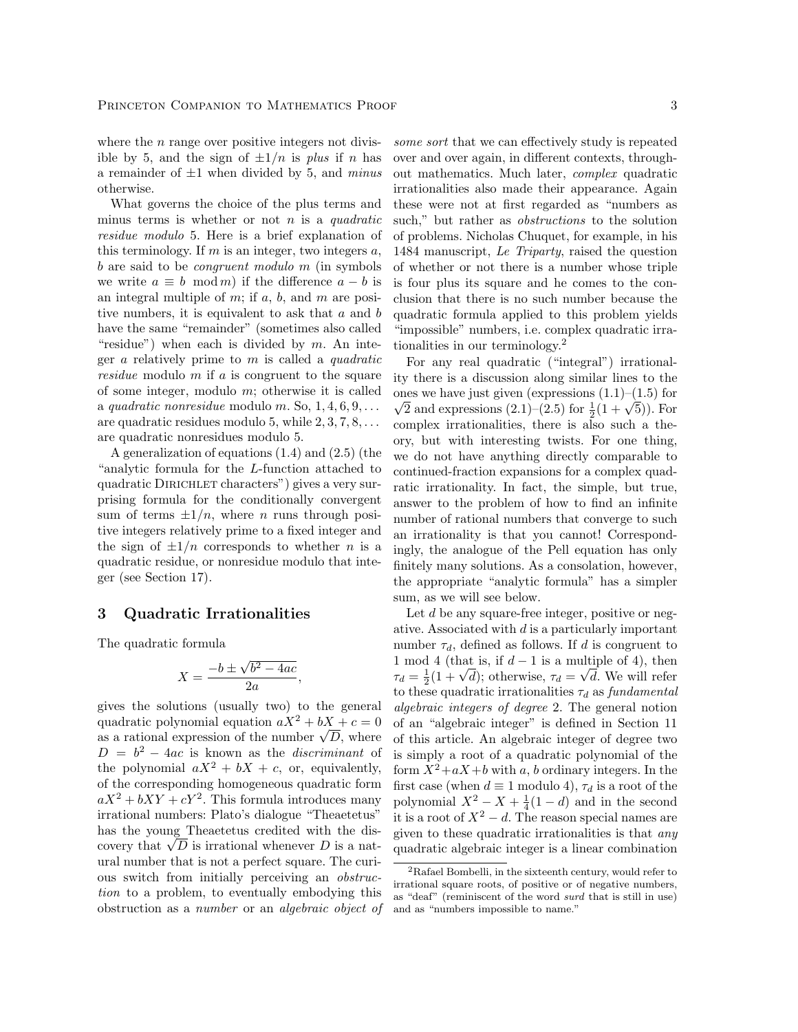where the $n$ range over positive integers not divisible by 5, and the sign of $\pm 1/n$ is *plus* if $n$ has a remainder of $\pm 1$ when divided by 5, and *minus* otherwise.

What governs the choice of the plus terms and minus terms is whether or not $n$ is a *quadratic residue modulo* 5. Here is a brief explanation of this terminology. If $m$ is an integer, two integers $a$, $b$ are said to be *congruent modulo* $m$ (in symbols we write $a \equiv b \mod m$) if the difference $a - b$ is an integral multiple of $m$; if $a$, $b$, and $m$ are positive numbers, it is equivalent to ask that $a$ and $b$ have the same "remainder" (sometimes also called "residue") when each is divided by $m$. An integer $a$ relatively prime to $m$ is called a *quadratic residue* modulo $m$ if $a$ is congruent to the square of some integer, modulo $m$; otherwise it is called a *quadratic nonresidue* modulo $m$. So, $1, 4, 6, 9, \ldots$ are quadratic residues modulo 5, while $2, 3, 7, 8, \ldots$ are quadratic nonresidues modulo 5.

A generalization of equations (1.4) and (2.5) (the "analytic formula for the $L$-function attached to quadratic DIRICHLET characters") gives a very surprising formula for the conditionally convergent sum of terms $\pm 1/n$, where $n$ runs through positive integers relatively prime to a fixed integer and the sign of $\pm 1/n$ corresponds to whether $n$ is a quadratic residue, or nonresidue modulo that integer (see Section 17).

## 3 Quadratic Irrationalities

The quadratic formula

$$X = \frac{-b \pm \sqrt{b^2 - 4ac}}{2a},$$

gives the solutions (usually two) to the general quadratic polynomial equation $aX^2 + bX + c = 0$ as a rational expression of the number $\sqrt{D}$, where $D = b^2 - 4ac$ is known as the *discriminant* of the polynomial $aX^2 + bX + c$, or, equivalently, of the corresponding homogeneous quadratic form $aX^2 + bXY + cY^2$. This formula introduces many irrational numbers: Plato's dialogue "Theaetetus" has the young Theaetetus credited with the discovery that $\sqrt{D}$ is irrational whenever $D$ is a natural number that is not a perfect square. The curious switch from initially perceiving an *obstruction* to a problem, to eventually embodying this obstruction as a *number* or an *algebraic object of some sort* that we can effectively study is repeated over and over again, in different contexts, throughout mathematics. Much later, *complex* quadratic irrationalities also made their appearance. Again these were not at first regarded as "numbers as such," but rather as *obstructions* to the solution of problems. Nicholas Chuquet, for example, in his 1484 manuscript, *Le Triparty*, raised the question of whether or not there is a number whose triple is four plus its square and he comes to the conclusion that there is no such number because the quadratic formula applied to this problem yields "impossible" numbers, i.e. complex quadratic irrationalities in our terminology.[2]

For any real quadratic ("integral") irrationality there is a discussion along similar lines to the ones we have just given (expressions (1.1)–(1.5) for $\sqrt{2}$ and expressions (2.1)–(2.5) for $\frac{1}{2}(1 + \sqrt{5})$). For complex irrationalities, there is also such a theory, but with interesting twists. For one thing, we do not have anything directly comparable to continued-fraction expansions for a complex quadratic irrationality. In fact, the simple, but true, answer to the problem of how to find an infinite number of rational numbers that converge to such an irrationality is that you cannot! Correspondingly, the analogue of the Pell equation has only finitely many solutions. As a consolation, however, the appropriate "analytic formula" has a simpler sum, as we will see below.

Let $d$ be any square-free integer, positive or negative. Associated with $d$ is a particularly important number $\tau_d$, defined as follows. If $d$ is congruent to 1 mod 4 (that is, if $d - 1$ is a multiple of 4), then $\tau_d = \frac{1}{2}(1 + \sqrt{d})$; otherwise, $\tau_d = \sqrt{d}$. We will refer to these quadratic irrationalities $\tau_d$ as *fundamental algebraic integers of degree* 2. The general notion of an "algebraic integer" is defined in Section 11 of this article. An algebraic integer of degree two is simply a root of a quadratic polynomial of the form $X^2 + aX + b$ with $a$, $b$ ordinary integers. In the first case (when $d \equiv 1$ modulo 4), $\tau_d$ is a root of the polynomial $X^2 - X + \frac{1}{4}(1 - d)$ and in the second it is a root of $X^2 - d$. The reason special names are given to these quadratic irrationalities is that *any* quadratic algebraic integer is a linear combination

[2] Rafael Bombelli, in the sixteenth century, would refer to irrational square roots, of positive or of negative numbers, as "deaf" (reminiscent of the word *surd* that is still in use) and as "numbers impossible to name."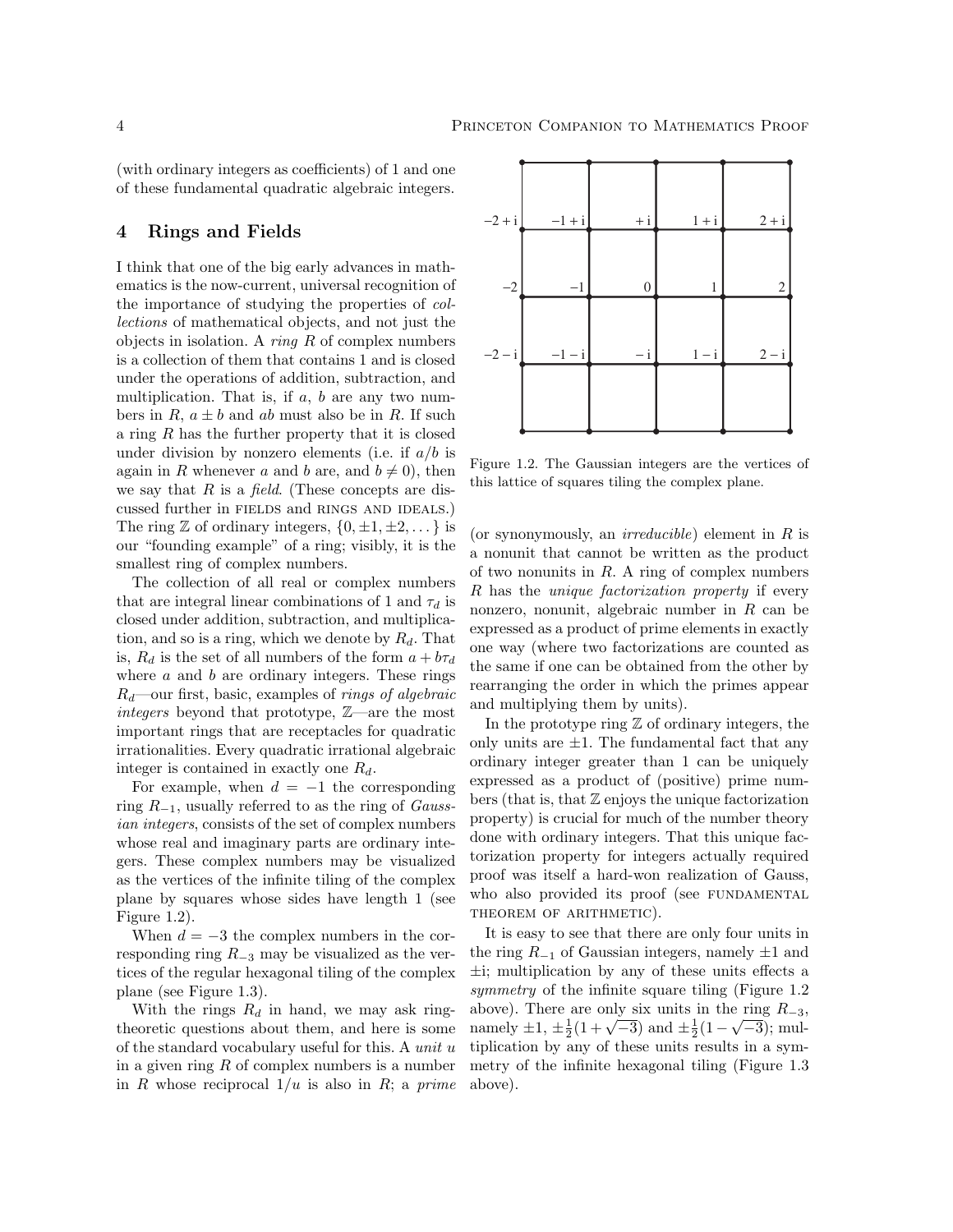(with ordinary integers as coefficients) of 1 and one of these fundamental quadratic algebraic integers.

## 4 Rings and Fields

I think that one of the big early advances in mathematics is the now-current, universal recognition of the importance of studying the properties of *collections* of mathematical objects, and not just the objects in isolation. A *ring* $R$ of complex numbers is a collection of them that contains 1 and is closed under the operations of addition, subtraction, and multiplication. That is, if $a$, $b$ are any two numbers in $R$, $a \pm b$ and $ab$ must also be in $R$. If such a ring $R$ has the further property that it is closed under division by nonzero elements (i.e. if $a/b$ is again in $R$ whenever $a$ and $b$ are, and $b \neq 0$), then we say that $R$ is a *field*. (These concepts are discussed further in FIELDS and RINGS AND IDEALS.) The ring $\mathbb{Z}$ of ordinary integers, $\{0, \pm 1, \pm 2, \dots\}$ is our "founding example" of a ring; visibly, it is the smallest ring of complex numbers.

The collection of all real or complex numbers that are integral linear combinations of 1 and $\tau_d$ is closed under addition, subtraction, and multiplication, and so is a ring, which we denote by $R_d$. That is, $R_d$ is the set of all numbers of the form $a + b\tau_d$ where $a$ and $b$ are ordinary integers. These rings $R_d$—our first, basic, examples of *rings of algebraic integers* beyond that prototype, $\mathbb{Z}$—are the most important rings that are receptacles for quadratic irrationalities. Every quadratic irrational algebraic integer is contained in exactly one $R_d$.

For example, when $d = -1$ the corresponding ring $R_{-1}$, usually referred to as the ring of *Gaussian integers*, consists of the set of complex numbers whose real and imaginary parts are ordinary integers. These complex numbers may be visualized as the vertices of the infinite tiling of the complex plane by squares whose sides have length 1 (see Figure 1.2).

When $d = -3$ the complex numbers in the corresponding ring $R_{-3}$ may be visualized as the vertices of the regular hexagonal tiling of the complex plane (see Figure 1.3).

With the rings $R_d$ in hand, we may ask ring-theoretic questions about them, and here is some of the standard vocabulary useful for this. A *unit* $u$ in a given ring $R$ of complex numbers is a number in $R$ whose reciprocal $1/u$ is also in $R$; a *prime*

Figure 1.2. The Gaussian integers are the vertices of this lattice of squares tiling the complex plane.

(or synonymously, an *irreducible*) element in $R$ is a nonunit that cannot be written as the product of two nonunits in $R$. A ring of complex numbers $R$ has the *unique factorization property* if every nonzero, nonunit, algebraic number in $R$ can be expressed as a product of prime elements in exactly one way (where two factorizations are counted as the same if one can be obtained from the other by rearranging the order in which the primes appear and multiplying them by units).

In the prototype ring $\mathbb{Z}$ of ordinary integers, the only units are $\pm 1$. The fundamental fact that any ordinary integer greater than 1 can be uniquely expressed as a product of (positive) prime numbers (that is, that $\mathbb{Z}$ enjoys the unique factorization property) is crucial for much of the number theory done with ordinary integers. That this unique factorization property for integers actually required proof was itself a hard-won realization of Gauss, who also provided its proof (see FUNDAMENTAL THEOREM OF ARITHMETIC).

It is easy to see that there are only four units in the ring $R_{-1}$ of Gaussian integers, namely $\pm 1$ and $\pm \mathrm{i}$; multiplication by any of these units effects a *symmetry* of the infinite square tiling (Figure 1.2 above). There are only six units in the ring $R_{-3}$, namely $\pm 1$, $\pm \frac{1}{2}(1 + \sqrt{-3})$ and $\pm \frac{1}{2}(1 - \sqrt{-3})$; multiplication by any of these units results in a symmetry of the infinite hexagonal tiling (Figure 1.3 above).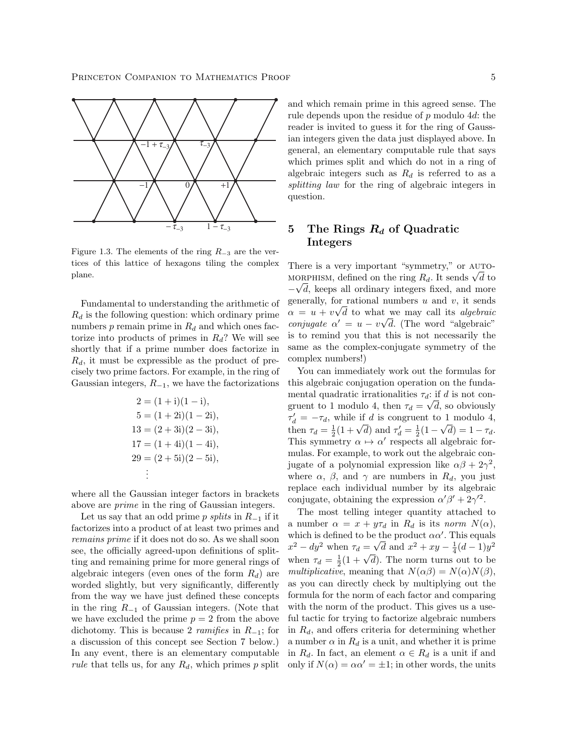Figure 1.3. The elements of the ring $R_{-3}$ are the vertices of this lattice of hexagons tiling the complex plane.

Fundamental to understanding the arithmetic of $R_d$ is the following question: which ordinary prime numbers $p$ remain prime in $R_d$ and which ones factorize into products of primes in $R_d$? We will see shortly that if a prime number does factorize in $R_d$, it must be expressible as the product of precisely two prime factors. For example, in the ring of Gaussian integers, $R_{-1}$, we have the factorizations

$$
\begin{aligned}
2 &= (1+\mathrm{i})(1-\mathrm{i}),\\
5 &= (1+2\mathrm{i})(1-2\mathrm{i}),\\
13 &= (2+3\mathrm{i})(2-3\mathrm{i}),\\
17 &= (1+4\mathrm{i})(1-4\mathrm{i}),\\
29 &= (2+5\mathrm{i})(2-5\mathrm{i}),\\
&\;\;\vdots
\end{aligned}
$$

where all the Gaussian integer factors in brackets above are *prime* in the ring of Gaussian integers.

Let us say that an odd prime $p$ *splits* in $R_{-1}$ if it factorizes into a product of at least two primes and *remains prime* if it does not do so. As we shall soon see, the officially agreed-upon definitions of splitting and remaining prime for more general rings of algebraic integers (even ones of the form $R_d$) are worded slightly, but very significantly, differently from the way we have just defined these concepts in the ring $R_{-1}$ of Gaussian integers. (Note that we have excluded the prime $p = 2$ from the above dichotomy. This is because 2 *ramifies* in $R_{-1}$; for a discussion of this concept see Section 7 below.) In any event, there is an elementary computable *rule* that tells us, for any $R_d$, which primes $p$ split and which remain prime in this agreed sense. The rule depends upon the residue of $p$ modulo $4d$: the reader is invited to guess it for the ring of Gaussian integers given the data just displayed above. In general, an elementary computable rule that says which primes split and which do not in a ring of algebraic integers such as $R_d$ is referred to as a *splitting law* for the ring of algebraic integers in question.

## 5 The Rings $R_d$ of Quadratic Integers

There is a very important "symmetry," or AUTOMORPHISM, defined on the ring $R_d$. It sends $\sqrt{d}$ to $-\sqrt{d}$, keeps all ordinary integers fixed, and more generally, for rational numbers $u$ and $v$, it sends $\alpha = u + v\sqrt{d}$ to what we may call its *algebraic conjugate* $\alpha' = u - v\sqrt{d}$. (The word "algebraic" is to remind you that this is not necessarily the same as the complex-conjugate symmetry of the complex numbers!)

You can immediately work out the formulas for this algebraic conjugation operation on the fundamental quadratic irrationalities $\tau_d$: if $d$ is not congruent to 1 modulo 4, then $\tau_d = \sqrt{d}$, so obviously $\tau_d' = -\tau_d$, while if $d$ is congruent to 1 modulo 4, then $\tau_d = \frac{1}{2}(1+\sqrt{d})$ and $\tau_d' = \frac{1}{2}(1-\sqrt{d}) = 1 - \tau_d$. This symmetry $\alpha \mapsto \alpha'$ respects all algebraic formulas. For example, to work out the algebraic conjugate of a polynomial expression like $\alpha\beta + 2\gamma^2$, where $\alpha$, $\beta$, and $\gamma$ are numbers in $R_d$, you just replace each individual number by its algebraic conjugate, obtaining the expression $\alpha'\beta' + 2\gamma'^2$.

The most telling integer quantity attached to a number $\alpha = x + y\tau_d$ in $R_d$ is its *norm* $N(\alpha)$, which is defined to be the product $\alpha\alpha'$. This equals $x^2 - dy^2$ when $\tau_d = \sqrt{d}$ and $x^2 + xy - \frac{1}{4}(d-1)y^2$ when $\tau_d = \frac{1}{2}(1+\sqrt{d})$. The norm turns out to be *multiplicative*, meaning that $N(\alpha\beta) = N(\alpha)N(\beta)$, as you can directly check by multiplying out the formula for the norm of each factor and comparing with the norm of the product. This gives us a useful tactic for trying to factorize algebraic numbers in $R_d$, and offers criteria for determining whether a number $\alpha$ in $R_d$ is a unit, and whether it is prime in $R_d$. In fact, an element $\alpha \in R_d$ is a unit if and only if $N(\alpha) = \alpha\alpha' = \pm 1$; in other words, the units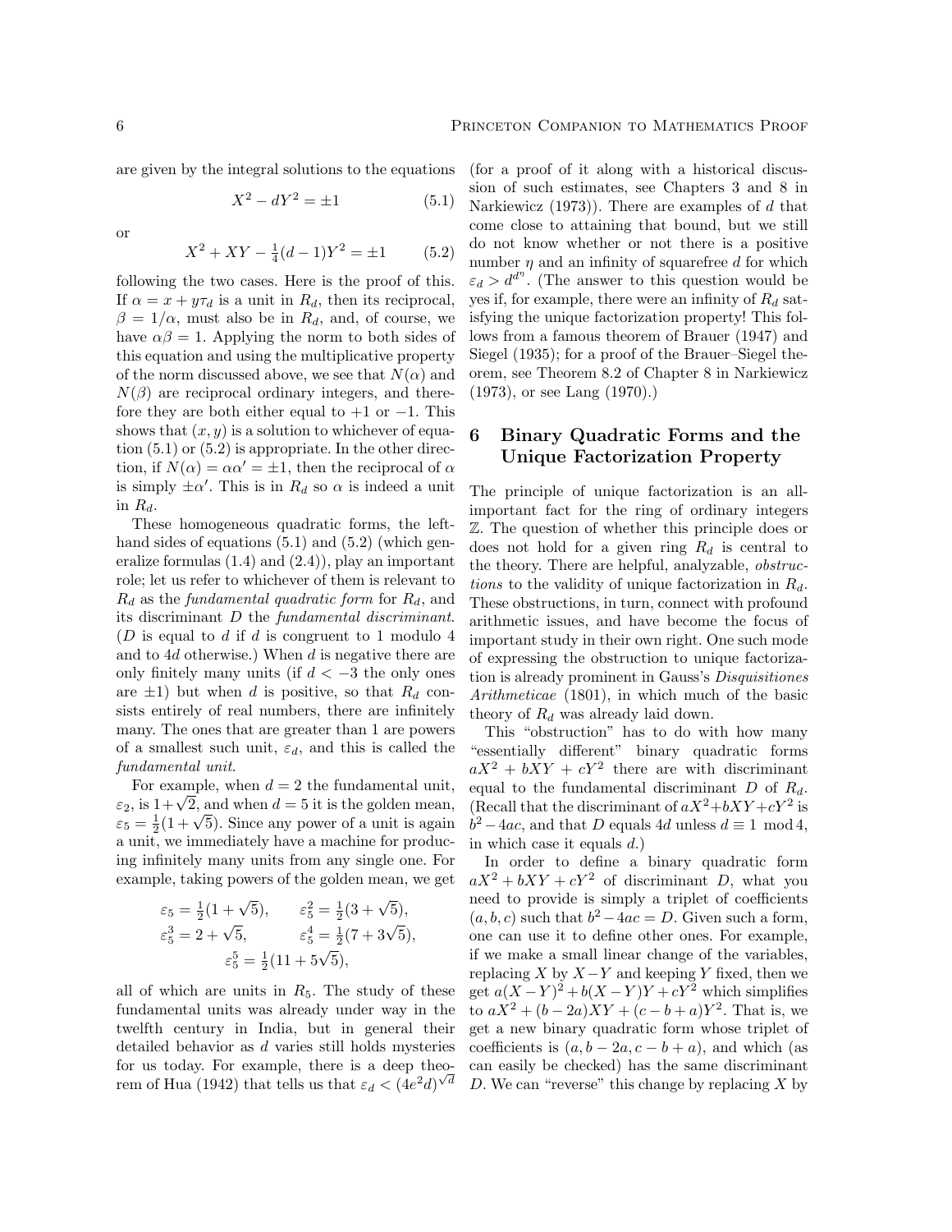are given by the integral solutions to the equations

$$X^2 - dY^2 = \pm 1 \tag{5.1}$$

or

$$X^2 + XY - \tfrac{1}{4}(d-1)Y^2 = \pm 1 \tag{5.2}$$

following the two cases. Here is the proof of this. If $\alpha = x + y\tau_d$ is a unit in $R_d$, then its reciprocal, $\beta = 1/\alpha$, must also be in $R_d$, and, of course, we have $\alpha\beta = 1$. Applying the norm to both sides of this equation and using the multiplicative property of the norm discussed above, we see that $N(\alpha)$ and $N(\beta)$ are reciprocal ordinary integers, and therefore they are both either equal to $+1$ or $-1$. This shows that $(x, y)$ is a solution to whichever of equation (5.1) or (5.2) is appropriate. In the other direction, if $N(\alpha) = \alpha\alpha' = \pm 1$, then the reciprocal of $\alpha$ is simply $\pm\alpha'$. This is in $R_d$ so $\alpha$ is indeed a unit in $R_d$.

These homogeneous quadratic forms, the left-hand sides of equations (5.1) and (5.2) (which generalize formulas (1.4) and (2.4)), play an important role; let us refer to whichever of them is relevant to $R_d$ as the *fundamental quadratic form* for $R_d$, and its discriminant $D$ the *fundamental discriminant*. ($D$ is equal to $d$ if $d$ is congruent to 1 modulo 4 and to $4d$ otherwise.) When $d$ is negative there are only finitely many units (if $d < -3$ the only ones are $\pm 1$) but when $d$ is positive, so that $R_d$ consists entirely of real numbers, there are infinitely many. The ones that are greater than 1 are powers of a smallest such unit, $\varepsilon_d$, and this is called the *fundamental unit*.

For example, when $d = 2$ the fundamental unit, $\varepsilon_2$, is $1+\sqrt{2}$, and when $d = 5$ it is the golden mean, $\varepsilon_5 = \frac{1}{2}(1+\sqrt{5})$. Since any power of a unit is again a unit, we immediately have a machine for producing infinitely many units from any single one. For example, taking powers of the golden mean, we get

$$\varepsilon_5 = \tfrac{1}{2}(1+\sqrt{5}), \qquad \varepsilon_5^2 = \tfrac{1}{2}(3+\sqrt{5}),$$
$$\varepsilon_5^3 = 2+\sqrt{5}, \qquad \varepsilon_5^4 = \tfrac{1}{2}(7+3\sqrt{5}),$$
$$\varepsilon_5^5 = \tfrac{1}{2}(11+5\sqrt{5}),$$

all of which are units in $R_5$. The study of these fundamental units was already under way in the twelfth century in India, but in general their detailed behavior as $d$ varies still holds mysteries for us today. For example, there is a deep theorem of Hua (1942) that tells us that $\varepsilon_d < (4e^2 d)^{\sqrt{d}}$ (for a proof of it along with a historical discussion of such estimates, see Chapters 3 and 8 in Narkiewicz (1973)). There are examples of $d$ that come close to attaining that bound, but we still do not know whether or not there is a positive number $\eta$ and an infinity of squarefree $d$ for which $\varepsilon_d > d^{d^\eta}$. (The answer to this question would be yes if, for example, there were an infinity of $R_d$ satisfying the unique factorization property! This follows from a famous theorem of Brauer (1947) and Siegel (1935); for a proof of the Brauer–Siegel theorem, see Theorem 8.2 of Chapter 8 in Narkiewicz (1973), or see Lang (1970).)

## 6 Binary Quadratic Forms and the Unique Factorization Property

The principle of unique factorization is an all-important fact for the ring of ordinary integers $\mathbb{Z}$. The question of whether this principle does or does not hold for a given ring $R_d$ is central to the theory. There are helpful, analyzable, *obstructions* to the validity of unique factorization in $R_d$. These obstructions, in turn, connect with profound arithmetic issues, and have become the focus of important study in their own right. One such mode of expressing the obstruction to unique factorization is already prominent in Gauss's *Disquisitiones Arithmeticae* (1801), in which much of the basic theory of $R_d$ was already laid down.

This "obstruction" has to do with how many "essentially different" binary quadratic forms $aX^2 + bXY + cY^2$ there are with discriminant equal to the fundamental discriminant $D$ of $R_d$. (Recall that the discriminant of $aX^2+bXY+cY^2$ is $b^2-4ac$, and that $D$ equals $4d$ unless $d \equiv 1 \bmod 4$, in which case it equals $d$.)

In order to define a binary quadratic form $aX^2 + bXY + cY^2$ of discriminant $D$, what you need to provide is simply a triplet of coefficients $(a, b, c)$ such that $b^2 - 4ac = D$. Given such a form, one can use it to define other ones. For example, if we make a small linear change of the variables, replacing $X$ by $X-Y$ and keeping $Y$ fixed, then we get $a(X-Y)^2 + b(X-Y)Y + cY^2$ which simplifies to $aX^2 + (b-2a)XY + (c-b+a)Y^2$. That is, we get a new binary quadratic form whose triplet of coefficients is $(a, b-2a, c-b+a)$, and which (as can easily be checked) has the same discriminant $D$. We can "reverse" this change by replacing $X$ by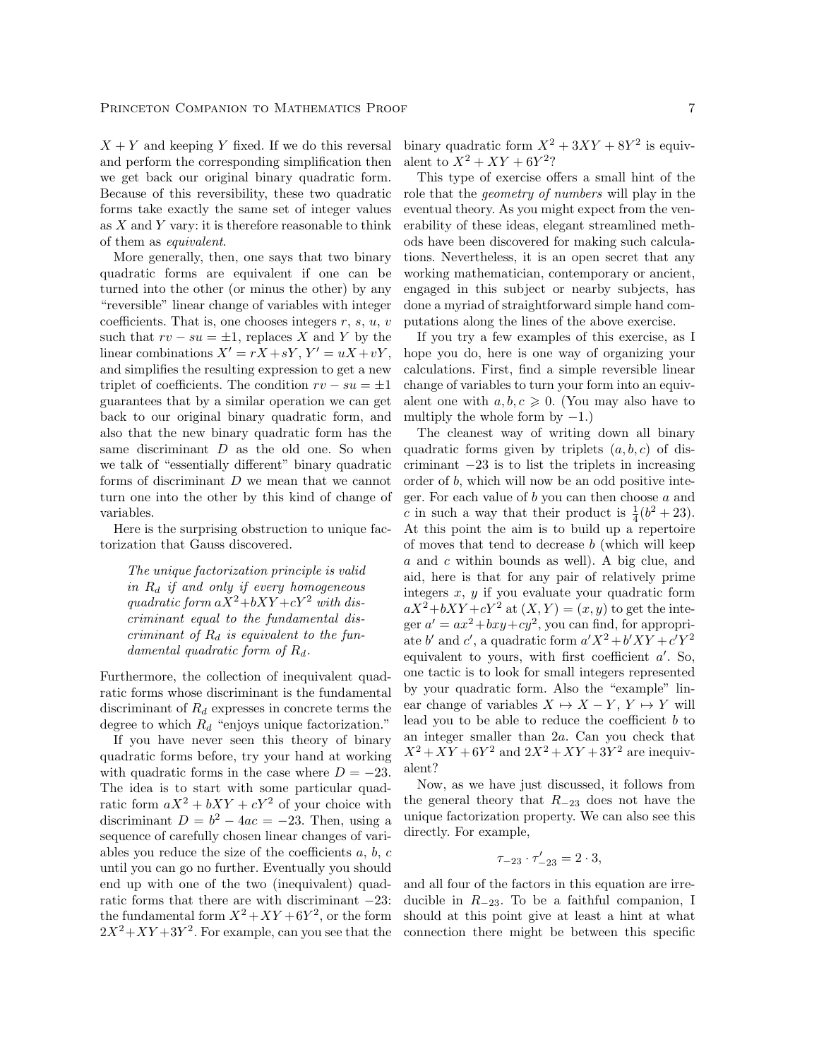$X+Y$ and keeping $Y$ fixed. If we do this reversal and perform the corresponding simplification then we get back our original binary quadratic form. Because of this reversibility, these two quadratic forms take exactly the same set of integer values as $X$ and $Y$ vary: it is therefore reasonable to think of them as *equivalent*.

More generally, then, one says that two binary quadratic forms are equivalent if one can be turned into the other (or minus the other) by any "reversible" linear change of variables with integer coefficients. That is, one chooses integers $r$, $s$, $u$, $v$ such that $rv - su = \pm 1$, replaces $X$ and $Y$ by the linear combinations $X' = rX + sY$, $Y' = uX + vY$, and simplifies the resulting expression to get a new triplet of coefficients. The condition $rv - su = \pm 1$ guarantees that by a similar operation we can get back to our original binary quadratic form, and also that the new binary quadratic form has the same discriminant $D$ as the old one. So when we talk of "essentially different" binary quadratic forms of discriminant $D$ we mean that we cannot turn one into the other by this kind of change of variables.

Here is the surprising obstruction to unique factorization that Gauss discovered.

> *The unique factorization principle is valid in $R_d$ if and only if every homogeneous quadratic form $aX^2+bXY+cY^2$ with discriminant equal to the fundamental discriminant of $R_d$ is equivalent to the fundamental quadratic form of $R_d$.*

Furthermore, the collection of inequivalent quadratic forms whose discriminant is the fundamental discriminant of $R_d$ expresses in concrete terms the degree to which $R_d$ "enjoys unique factorization."

If you have never seen this theory of binary quadratic forms before, try your hand at working with quadratic forms in the case where $D = -23$. The idea is to start with some particular quadratic form $aX^2 + bXY + cY^2$ of your choice with discriminant $D = b^2 - 4ac = -23$. Then, using a sequence of carefully chosen linear changes of variables you reduce the size of the coefficients $a$, $b$, $c$ until you can go no further. Eventually you should end up with one of the two (inequivalent) quadratic forms that there are with discriminant $-23$: the fundamental form $X^2+XY+6Y^2$, or the form $2X^2+XY+3Y^2$. For example, can you see that the binary quadratic form $X^2 + 3XY + 8Y^2$ is equivalent to $X^2 + XY + 6Y^2$?

This type of exercise offers a small hint of the role that the *geometry of numbers* will play in the eventual theory. As you might expect from the venerability of these ideas, elegant streamlined methods have been discovered for making such calculations. Nevertheless, it is an open secret that any working mathematician, contemporary or ancient, engaged in this subject or nearby subjects, has done a myriad of straightforward simple hand computations along the lines of the above exercise.

If you try a few examples of this exercise, as I hope you do, here is one way of organizing your calculations. First, find a simple reversible linear change of variables to turn your form into an equivalent one with $a, b, c \geqslant 0$. (You may also have to multiply the whole form by $-1$.)

The cleanest way of writing down all binary quadratic forms given by triplets $(a, b, c)$ of discriminant $-23$ is to list the triplets in increasing order of $b$, which will now be an odd positive integer. For each value of $b$ you can then choose $a$ and $c$ in such a way that their product is $\frac{1}{4}(b^2 + 23)$. At this point the aim is to build up a repertoire of moves that tend to decrease $b$ (which will keep $a$ and $c$ within bounds as well). A big clue, and aid, here is that for any pair of relatively prime integers $x$, $y$ if you evaluate your quadratic form $aX^2+bXY+cY^2$ at $(X, Y) = (x, y)$ to get the integer $a' = ax^2+bxy+cy^2$, you can find, for appropriate $b'$ and $c'$, a quadratic form $a'X^2+b'XY+c'Y^2$ equivalent to yours, with first coefficient $a'$. So, one tactic is to look for small integers represented by your quadratic form. Also the "example" linear change of variables $X \mapsto X - Y$, $Y \mapsto Y$ will lead you to be able to reduce the coefficient $b$ to an integer smaller than $2a$. Can you check that $X^2 + XY + 6Y^2$ and $2X^2 + XY + 3Y^2$ are inequivalent?

Now, as we have just discussed, it follows from the general theory that $R_{-23}$ does not have the unique factorization property. We can also see this directly. For example,

$$\tau_{-23} \cdot \tau'_{-23} = 2 \cdot 3,$$

and all four of the factors in this equation are irreducible in $R_{-23}$. To be a faithful companion, I should at this point give at least a hint at what connection there might be between this specific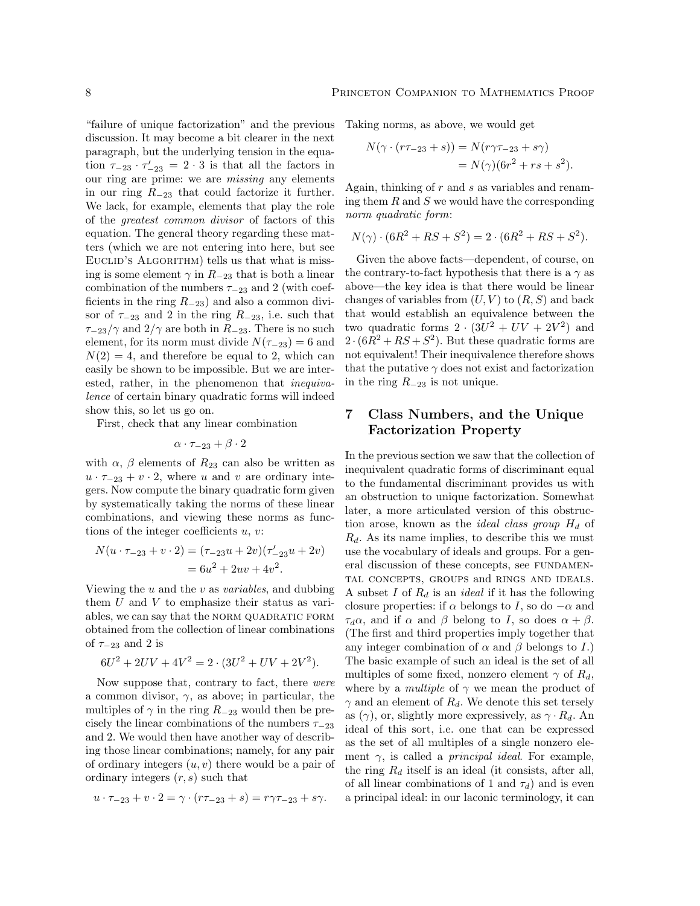"failure of unique factorization" and the previous discussion. It may become a bit clearer in the next paragraph, but the underlying tension in the equation $\tau_{-23} \cdot \tau'_{-23} = 2 \cdot 3$ is that all the factors in our ring are prime: we are *missing* any elements in our ring $R_{-23}$ that could factorize it further. We lack, for example, elements that play the role of the *greatest common divisor* of factors of this equation. The general theory regarding these matters (which we are not entering into here, but see EUCLID'S ALGORITHM) tells us that what is missing is some element $\gamma$ in $R_{-23}$ that is both a linear combination of the numbers $\tau_{-23}$ and 2 (with coefficients in the ring $R_{-23}$) and also a common divisor of $\tau_{-23}$ and 2 in the ring $R_{-23}$, i.e. such that $\tau_{-23}/\gamma$ and $2/\gamma$ are both in $R_{-23}$. There is no such element, for its norm must divide $N(\tau_{-23}) = 6$ and $N(2) = 4$, and therefore be equal to 2, which can easily be shown to be impossible. But we are interested, rather, in the phenomenon that *inequivalence* of certain binary quadratic forms will indeed show this, so let us go on.

First, check that any linear combination

$$\alpha \cdot \tau_{-23} + \beta \cdot 2$$

with $\alpha$, $\beta$ elements of $R_{23}$ can also be written as $u \cdot \tau_{-23} + v \cdot 2$, where $u$ and $v$ are ordinary integers. Now compute the binary quadratic form given by systematically taking the norms of these linear combinations, and viewing these norms as functions of the integer coefficients $u$, $v$:

$$\begin{aligned} N(u \cdot \tau_{-23} + v \cdot 2) &= (\tau_{-23}u + 2v)(\tau'_{-23}u + 2v) \\ &= 6u^2 + 2uv + 4v^2. \end{aligned}$$

Viewing the $u$ and the $v$ as *variables*, and dubbing them $U$ and $V$ to emphasize their status as variables, we can say that the NORM QUADRATIC FORM obtained from the collection of linear combinations of $\tau_{-23}$ and 2 is

$$6U^2 + 2UV + 4V^2 = 2 \cdot (3U^2 + UV + 2V^2).$$

Now suppose that, contrary to fact, there *were* a common divisor, $\gamma$, as above; in particular, the multiples of $\gamma$ in the ring $R_{-23}$ would then be precisely the linear combinations of the numbers $\tau_{-23}$ and 2. We would then have another way of describing those linear combinations; namely, for any pair of ordinary integers $(u, v)$ there would be a pair of ordinary integers $(r, s)$ such that

$$u \cdot \tau_{-23} + v \cdot 2 = \gamma \cdot (r\tau_{-23} + s) = r\gamma\tau_{-23} + s\gamma.$$

Taking norms, as above, we would get

$$\begin{aligned} N(\gamma \cdot (r\tau_{-23} + s)) &= N(r\gamma\tau_{-23} + s\gamma) \\ &= N(\gamma)(6r^2 + rs + s^2). \end{aligned}$$

Again, thinking of $r$ and $s$ as variables and renaming them $R$ and $S$ we would have the corresponding *norm quadratic form*:

$$N(\gamma) \cdot (6R^2 + RS + S^2) = 2 \cdot (6R^2 + RS + S^2).$$

Given the above facts—dependent, of course, on the contrary-to-fact hypothesis that there is a $\gamma$ as above—the key idea is that there would be linear changes of variables from $(U, V)$ to $(R, S)$ and back that would establish an equivalence between the two quadratic forms $2 \cdot (3U^2 + UV + 2V^2)$ and $2 \cdot (6R^2 + RS + S^2)$. But these quadratic forms are not equivalent! Their inequivalence therefore shows that the putative $\gamma$ does not exist and factorization in the ring $R_{-23}$ is not unique.

## 7 Class Numbers, and the Unique Factorization Property

In the previous section we saw that the collection of inequivalent quadratic forms of discriminant equal to the fundamental discriminant provides us with an obstruction to unique factorization. Somewhat later, a more articulated version of this obstruction arose, known as the *ideal class group* $H_d$ of $R_d$. As its name implies, to describe this we must use the vocabulary of ideals and groups. For a general discussion of these concepts, see FUNDAMENTAL CONCEPTS, GROUPS and RINGS AND IDEALS. A subset $I$ of $R_d$ is an *ideal* if it has the following closure properties: if $\alpha$ belongs to $I$, so do $-\alpha$ and $\tau_d\alpha$, and if $\alpha$ and $\beta$ belong to $I$, so does $\alpha + \beta$. (The first and third properties imply together that any integer combination of $\alpha$ and $\beta$ belongs to $I$.) The basic example of such an ideal is the set of all multiples of some fixed, nonzero element $\gamma$ of $R_d$, where by a *multiple* of $\gamma$ we mean the product of $\gamma$ and an element of $R_d$. We denote this set tersely as $(\gamma)$, or, slightly more expressively, as $\gamma \cdot R_d$. An ideal of this sort, i.e. one that can be expressed as the set of all multiples of a single nonzero element $\gamma$, is called a *principal ideal*. For example, the ring $R_d$ itself is an ideal (it consists, after all, of all linear combinations of 1 and $\tau_d$) and is even a principal ideal: in our laconic terminology, it can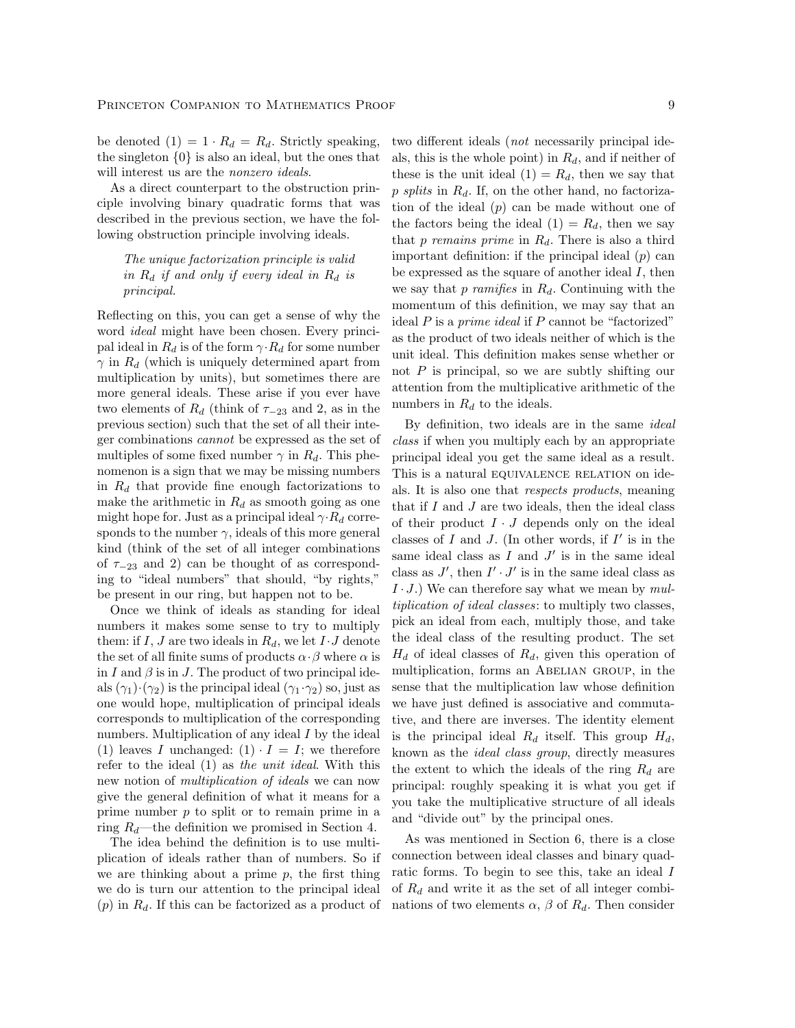be denoted $(1) = 1 \cdot R_d = R_d$. Strictly speaking, the singleton $\{0\}$ is also an ideal, but the ones that will interest us are the *nonzero ideals*.

As a direct counterpart to the obstruction principle involving binary quadratic forms that was described in the previous section, we have the following obstruction principle involving ideals.

> *The unique factorization principle is valid in $R_d$ if and only if every ideal in $R_d$ is principal.*

Reflecting on this, you can get a sense of why the word *ideal* might have been chosen. Every principal ideal in $R_d$ is of the form $\gamma \cdot R_d$ for some number $\gamma$ in $R_d$ (which is uniquely determined apart from multiplication by units), but sometimes there are more general ideals. These arise if you ever have two elements of $R_d$ (think of $\tau_{-23}$ and 2, as in the previous section) such that the set of all their integer combinations *cannot* be expressed as the set of multiples of some fixed number $\gamma$ in $R_d$. This phenomenon is a sign that we may be missing numbers in $R_d$ that provide fine enough factorizations to make the arithmetic in $R_d$ as smooth going as one might hope for. Just as a principal ideal $\gamma \cdot R_d$ corresponds to the number $\gamma$, ideals of this more general kind (think of the set of all integer combinations of $\tau_{-23}$ and 2) can be thought of as corresponding to "ideal numbers" that should, "by rights," be present in our ring, but happen not to be.

Once we think of ideals as standing for ideal numbers it makes some sense to try to multiply them: if $I$, $J$ are two ideals in $R_d$, we let $I \cdot J$ denote the set of all finite sums of products $\alpha \cdot \beta$ where $\alpha$ is in $I$ and $\beta$ is in $J$. The product of two principal ideals $(\gamma_1) \cdot (\gamma_2)$ is the principal ideal $(\gamma_1 \cdot \gamma_2)$ so, just as one would hope, multiplication of principal ideals corresponds to multiplication of the corresponding numbers. Multiplication of any ideal $I$ by the ideal (1) leaves $I$ unchanged: $(1) \cdot I = I$; we therefore refer to the ideal (1) as *the unit ideal*. With this new notion of *multiplication of ideals* we can now give the general definition of what it means for a prime number $p$ to split or to remain prime in a ring $R_d$—the definition we promised in Section 4.

The idea behind the definition is to use multiplication of ideals rather than of numbers. So if we are thinking about a prime $p$, the first thing we do is turn our attention to the principal ideal $(p)$ in $R_d$. If this can be factorized as a product of two different ideals (*not* necessarily principal ideals, this is the whole point) in $R_d$, and if neither of these is the unit ideal $(1) = R_d$, then we say that $p$ *splits* in $R_d$. If, on the other hand, no factorization of the ideal $(p)$ can be made without one of the factors being the ideal $(1) = R_d$, then we say that $p$ *remains prime* in $R_d$. There is also a third important definition: if the principal ideal $(p)$ can be expressed as the square of another ideal $I$, then we say that $p$ *ramifies* in $R_d$. Continuing with the momentum of this definition, we may say that an ideal $P$ is a *prime ideal* if $P$ cannot be "factorized" as the product of two ideals neither of which is the unit ideal. This definition makes sense whether or not $P$ is principal, so we are subtly shifting our attention from the multiplicative arithmetic of the numbers in $R_d$ to the ideals.

By definition, two ideals are in the same *ideal class* if when you multiply each by an appropriate principal ideal you get the same ideal as a result. This is a natural EQUIVALENCE RELATION on ideals. It is also one that *respects products*, meaning that if $I$ and $J$ are two ideals, then the ideal class of their product $I \cdot J$ depends only on the ideal classes of $I$ and $J$. (In other words, if $I'$ is in the same ideal class as $I$ and $J'$ is in the same ideal class as $J'$, then $I' \cdot J'$ is in the same ideal class as $I \cdot J$.) We can therefore say what we mean by *multiplication of ideal classes*: to multiply two classes, pick an ideal from each, multiply those, and take the ideal class of the resulting product. The set $H_d$ of ideal classes of $R_d$, given this operation of multiplication, forms an ABELIAN GROUP, in the sense that the multiplication law whose definition we have just defined is associative and commutative, and there are inverses. The identity element is the principal ideal $R_d$ itself. This group $H_d$, known as the *ideal class group*, directly measures the extent to which the ideals of the ring $R_d$ are principal: roughly speaking it is what you get if you take the multiplicative structure of all ideals and "divide out" by the principal ones.

As was mentioned in Section 6, there is a close connection between ideal classes and binary quadratic forms. To begin to see this, take an ideal $I$ of $R_d$ and write it as the set of all integer combinations of two elements $\alpha$, $\beta$ of $R_d$. Then consider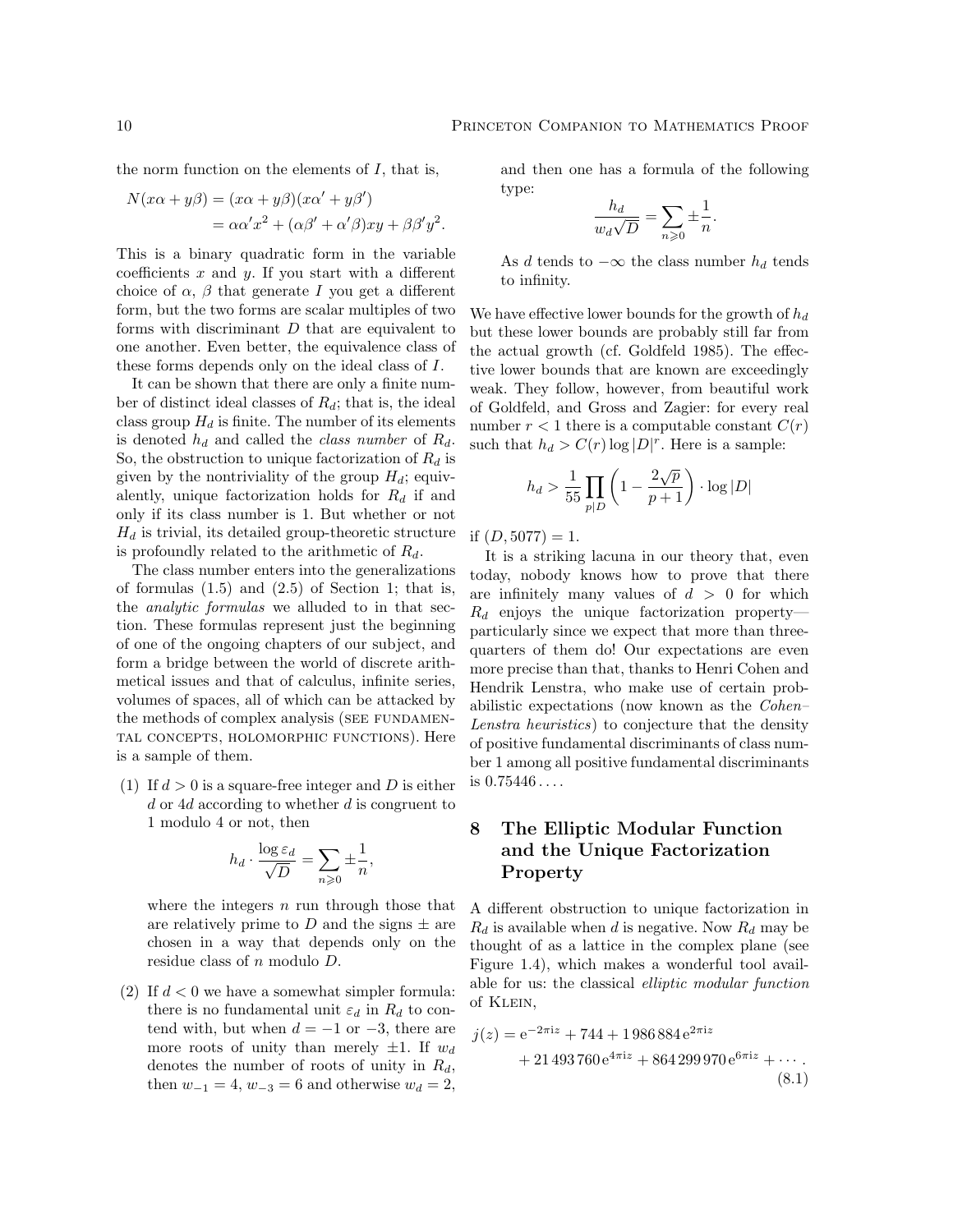the norm function on the elements of $I$, that is,

$$
\begin{aligned}
N(x\alpha + y\beta) &= (x\alpha + y\beta)(x\alpha' + y\beta') \\
&= \alpha\alpha' x^2 + (\alpha\beta' + \alpha'\beta)xy + \beta\beta' y^2.
\end{aligned}
$$

This is a binary quadratic form in the variable coefficients $x$ and $y$. If you start with a different choice of $\alpha$, $\beta$ that generate $I$ you get a different form, but the two forms are scalar multiples of two forms with discriminant $D$ that are equivalent to one another. Even better, the equivalence class of these forms depends only on the ideal class of $I$.

It can be shown that there are only a finite number of distinct ideal classes of $R_d$; that is, the ideal class group $H_d$ is finite. The number of its elements is denoted $h_d$ and called the *class number* of $R_d$. So, the obstruction to unique factorization of $R_d$ is given by the nontriviality of the group $H_d$; equivalently, unique factorization holds for $R_d$ if and only if its class number is 1. But whether or not $H_d$ is trivial, its detailed group-theoretic structure is profoundly related to the arithmetic of $R_d$.

The class number enters into the generalizations of formulas (1.5) and (2.5) of Section 1; that is, the *analytic formulas* we alluded to in that section. These formulas represent just the beginning of one of the ongoing chapters of our subject, and form a bridge between the world of discrete arithmetical issues and that of calculus, infinite series, volumes of spaces, all of which can be attacked by the methods of complex analysis (SEE FUNDAMENTAL CONCEPTS, HOLOMORPHIC FUNCTIONS). Here is a sample of them.

(1) If $d > 0$ is a square-free integer and $D$ is either $d$ or $4d$ according to whether $d$ is congruent to 1 modulo 4 or not, then

$$
h_d \cdot \frac{\log \varepsilon_d}{\sqrt{D}} = \sum_{n \geqslant 0} \pm \frac{1}{n},
$$

where the integers $n$ run through those that are relatively prime to $D$ and the signs $\pm$ are chosen in a way that depends only on the residue class of $n$ modulo $D$.

(2) If $d < 0$ we have a somewhat simpler formula: there is no fundamental unit $\varepsilon_d$ in $R_d$ to contend with, but when $d = -1$ or $-3$, there are more roots of unity than merely $\pm 1$. If $w_d$ denotes the number of roots of unity in $R_d$, then $w_{-1} = 4$, $w_{-3} = 6$ and otherwise $w_d = 2$, and then one has a formula of the following type:

$$
\frac{h_d}{w_d \sqrt{D}} = \sum_{n \geqslant 0} \pm \frac{1}{n}.
$$

As $d$ tends to $-\infty$ the class number $h_d$ tends to infinity.

We have effective lower bounds for the growth of $h_d$ but these lower bounds are probably still far from the actual growth (cf. Goldfeld 1985). The effective lower bounds that are known are exceedingly weak. They follow, however, from beautiful work of Goldfeld, and Gross and Zagier: for every real number $r < 1$ there is a computable constant $C(r)$ such that $h_d > C(r) \log |D|^r$. Here is a sample:

$$
h_d > \frac{1}{55} \prod_{p \mid D} \left(1 - \frac{2\sqrt{p}}{p+1}\right) \cdot \log |D|
$$

if $(D, 5077) = 1$.

It is a striking lacuna in our theory that, even today, nobody knows how to prove that there are infinitely many values of $d > 0$ for which $R_d$ enjoys the unique factorization property—particularly since we expect that more than three-quarters of them do! Our expectations are even more precise than that, thanks to Henri Cohen and Hendrik Lenstra, who make use of certain probabilistic expectations (now known as the *Cohen–Lenstra heuristics*) to conjecture that the density of positive fundamental discriminants of class number 1 among all positive fundamental discriminants is $0.75446\ldots$.

## 8 The Elliptic Modular Function and the Unique Factorization Property

A different obstruction to unique factorization in $R_d$ is available when $d$ is negative. Now $R_d$ may be thought of as a lattice in the complex plane (see Figure 1.4), which makes a wonderful tool available for us: the classical *elliptic modular function* of KLEIN,

$$
\begin{aligned}
j(z) = {} & e^{-2\pi i z} + 744 + 1\,986\,884\, e^{2\pi i z} \\
& + 21\,493\,760\, e^{4\pi i z} + 864\,299\,970\, e^{6\pi i z} + \cdots .
\end{aligned}
\tag{8.1}
$$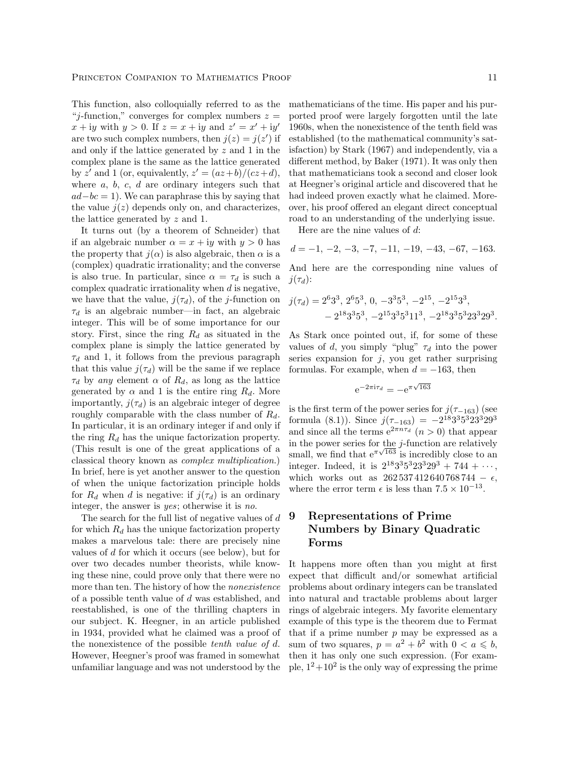This function, also colloquially referred to as the "$j$-function," converges for complex numbers $z = x + \mathrm{i}y$ with $y > 0$. If $z = x + \mathrm{i}y$ and $z' = x' + \mathrm{i}y'$ are two such complex numbers, then $j(z) = j(z')$ if and only if the lattice generated by $z$ and 1 in the complex plane is the same as the lattice generated by $z'$ and 1 (or, equivalently, $z' = (az+b)/(cz+d)$, where $a$, $b$, $c$, $d$ are ordinary integers such that $ad-bc = 1$). We can paraphrase this by saying that the value $j(z)$ depends only on, and characterizes, the lattice generated by $z$ and 1.

It turns out (by a theorem of Schneider) that if an algebraic number $\alpha = x + \mathrm{i}y$ with $y > 0$ has the property that $j(\alpha)$ is also algebraic, then $\alpha$ is a (complex) quadratic irrationality; and the converse is also true. In particular, since $\alpha = \tau_d$ is such a complex quadratic irrationality when $d$ is negative, we have that the value, $j(\tau_d)$, of the $j$-function on $\tau_d$ is an algebraic number—in fact, an algebraic integer. This will be of some importance for our story. First, since the ring $R_d$ as situated in the complex plane is simply the lattice generated by $\tau_d$ and 1, it follows from the previous paragraph that this value $j(\tau_d)$ will be the same if we replace $\tau_d$ by *any* element $\alpha$ of $R_d$, as long as the lattice generated by $\alpha$ and 1 is the entire ring $R_d$. More importantly, $j(\tau_d)$ is an algebraic integer of degree roughly comparable with the class number of $R_d$. In particular, it is an ordinary integer if and only if the ring $R_d$ has the unique factorization property. (This result is one of the great applications of a classical theory known as *complex multiplication*.) In brief, here is yet another answer to the question of when the unique factorization principle holds for $R_d$ when $d$ is negative: if $j(\tau_d)$ is an ordinary integer, the answer is *yes*; otherwise it is *no*.

The search for the full list of negative values of $d$ for which $R_d$ has the unique factorization property makes a marvelous tale: there are precisely nine values of $d$ for which it occurs (see below), but for over two decades number theorists, while knowing these nine, could prove only that there were no more than ten. The history of how the *nonexistence* of a possible tenth value of $d$ was established, and reestablished, is one of the thrilling chapters in our subject. K. Heegner, in an article published in 1934, provided what he claimed was a proof of the nonexistence of the possible *tenth value of d*. However, Heegner's proof was framed in somewhat unfamiliar language and was not understood by the mathematicians of the time. His paper and his purported proof were largely forgotten until the late 1960s, when the nonexistence of the tenth field was established (to the mathematical community's satisfaction) by Stark (1967) and independently, via a different method, by Baker (1971). It was only then that mathematicians took a second and closer look at Heegner's original article and discovered that he had indeed proven exactly what he claimed. Moreover, his proof offered an elegant direct conceptual road to an understanding of the underlying issue.

Here are the nine values of $d$:

$$d = -1,\ -2,\ -3,\ -7,\ -11,\ -19,\ -43,\ -67,\ -163.$$

And here are the corresponding nine values of $j(\tau_d)$:

$$j(\tau_d) = 2^6 3^3,\ 2^6 5^3,\ 0,\ -3^3 5^3,\ -2^{15},\ -2^{15} 3^3,\\ -2^{18} 3^3 5^3,\ -2^{15} 3^3 5^3 11^3,\ -2^{18} 3^3 5^3 23^3 29^3.$$

As Stark once pointed out, if, for some of these values of $d$, you simply "plug" $\tau_d$ into the power series expansion for $j$, you get rather surprising formulas. For example, when $d = -163$, then

$$\mathrm{e}^{-2\pi \mathrm{i}\tau_d} = -\mathrm{e}^{\pi\sqrt{163}}$$

is the first term of the power series for $j(\tau_{-163})$ (see formula (8.1)). Since $j(\tau_{-163}) = -2^{18}3^3 5^3 23^3 29^3$ and since all the terms $\mathrm{e}^{2\pi n \tau_d}$ $(n > 0)$ that appear in the power series for the $j$-function are relatively small, we find that $\mathrm{e}^{\pi\sqrt{163}}$ is incredibly close to an integer. Indeed, it is $2^{18}3^3 5^3 23^3 29^3 + 744 + \cdots$, which works out as $262\,537\,412\,640\,768\,744 - \epsilon$, where the error term $\epsilon$ is less than $7.5 \times 10^{-13}$.

## 9 Representations of Prime Numbers by Binary Quadratic Forms

It happens more often than you might at first expect that difficult and/or somewhat artificial problems about ordinary integers can be translated into natural and tractable problems about larger rings of algebraic integers. My favorite elementary example of this type is the theorem due to Fermat that if a prime number $p$ may be expressed as a sum of two squares, $p = a^2 + b^2$ with $0 < a \leqslant b$, then it has only one such expression. (For example, $1^2 + 10^2$ is the only way of expressing the prime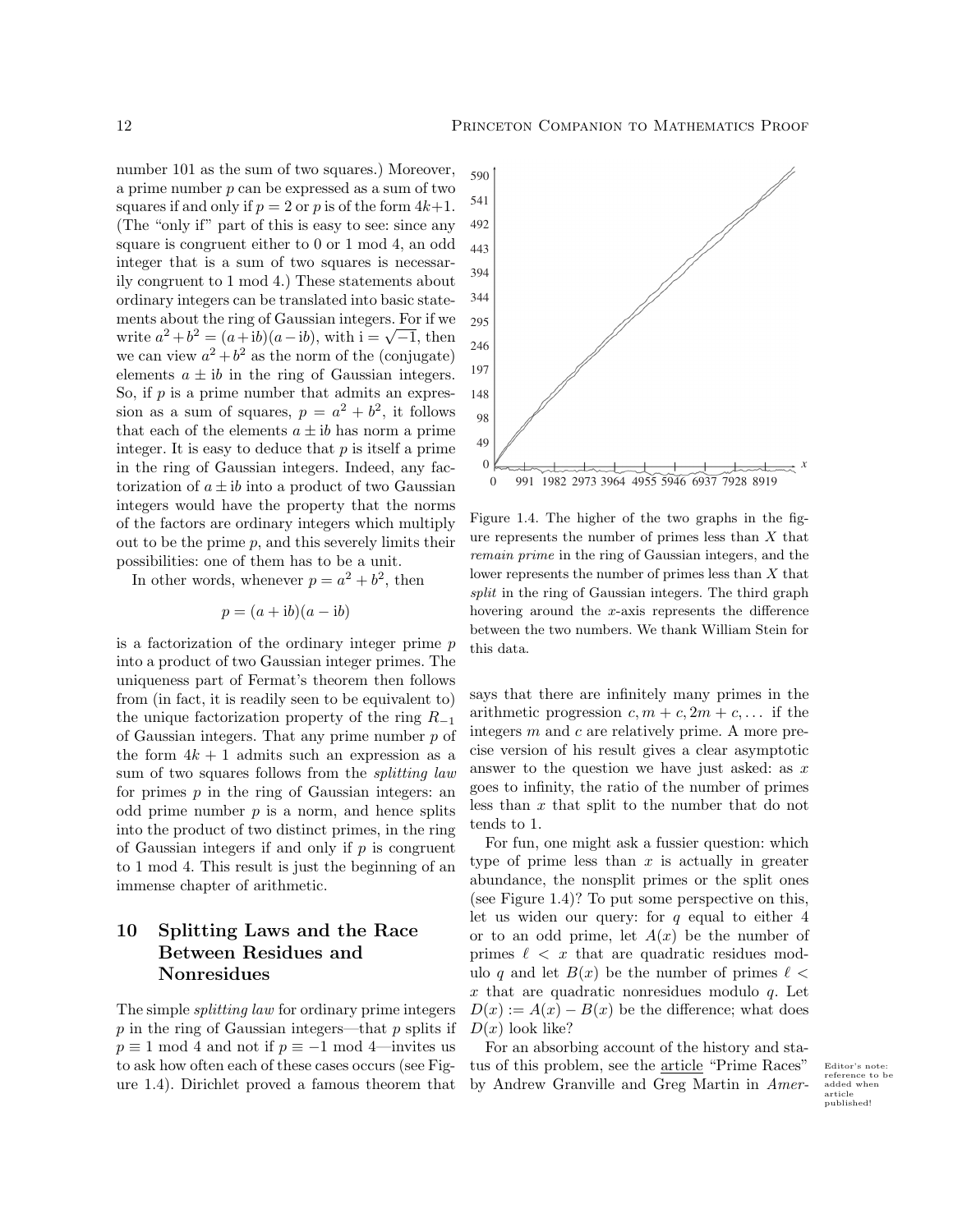number 101 as the sum of two squares.) Moreover, a prime number $p$ can be expressed as a sum of two squares if and only if $p = 2$ or $p$ is of the form $4k+1$. (The "only if" part of this is easy to see: since any square is congruent either to 0 or 1 mod 4, an odd integer that is a sum of two squares is necessarily congruent to 1 mod 4.) These statements about ordinary integers can be translated into basic statements about the ring of Gaussian integers. For if we write $a^2+b^2 = (a+\mathrm{i}b)(a-\mathrm{i}b)$, with $\mathrm{i} = \sqrt{-1}$, then we can view $a^2+b^2$ as the norm of the (conjugate) elements $a \pm \mathrm{i}b$ in the ring of Gaussian integers. So, if $p$ is a prime number that admits an expression as a sum of squares, $p = a^2 + b^2$, it follows that each of the elements $a \pm \mathrm{i}b$ has norm a prime integer. It is easy to deduce that $p$ is itself a prime in the ring of Gaussian integers. Indeed, any factorization of $a \pm \mathrm{i}b$ into a product of two Gaussian integers would have the property that the norms of the factors are ordinary integers which multiply out to be the prime $p$, and this severely limits their possibilities: one of them has to be a unit.

In other words, whenever $p = a^2 + b^2$, then

$$p = (a+\mathrm{i}b)(a-\mathrm{i}b)$$

is a factorization of the ordinary integer prime $p$ into a product of two Gaussian integer primes. The uniqueness part of Fermat's theorem then follows from (in fact, it is readily seen to be equivalent to) the unique factorization property of the ring $R_{-1}$ of Gaussian integers. That any prime number $p$ of the form $4k + 1$ admits such an expression as a sum of two squares follows from the *splitting law* for primes $p$ in the ring of Gaussian integers: an odd prime number $p$ is a norm, and hence splits into the product of two distinct primes, in the ring of Gaussian integers if and only if $p$ is congruent to 1 mod 4. This result is just the beginning of an immense chapter of arithmetic.

## 10 Splitting Laws and the Race Between Residues and Nonresidues

The simple *splitting law* for ordinary prime integers $p$ in the ring of Gaussian integers—that $p$ splits if $p \equiv 1 \bmod 4$ and not if $p \equiv -1 \bmod 4$—invites us to ask how often each of these cases occurs (see Figure 1.4). Dirichlet proved a famous theorem that says that there are infinitely many primes in the arithmetic progression $c, m+c, 2m+c, \ldots$ if the integers $m$ and $c$ are relatively prime. A more precise version of his result gives a clear asymptotic answer to the question we have just asked: as $x$ goes to infinity, the ratio of the number of primes less than $x$ that split to the number that do not tends to 1.

Figure 1.4. The higher of the two graphs in the figure represents the number of primes less than $X$ that *remain prime* in the ring of Gaussian integers, and the lower represents the number of primes less than $X$ that *split* in the ring of Gaussian integers. The third graph hovering around the $x$-axis represents the difference between the two numbers. We thank William Stein for this data.

For fun, one might ask a fussier question: which type of prime less than $x$ is actually in greater abundance, the nonsplit primes or the split ones (see Figure 1.4)? To put some perspective on this, let us widen our query: for $q$ equal to either 4 or to an odd prime, let $A(x)$ be the number of primes $\ell < x$ that are quadratic residues modulo $q$ and let $B(x)$ be the number of primes $\ell < x$ that are quadratic nonresidues modulo $q$. Let $D(x) := A(x) - B(x)$ be the difference; what does $D(x)$ look like?

For an absorbing account of the history and status of this problem, see the article "Prime Races" by Andrew Granville and Greg Martin in *Amer-*

Editor's note: reference to be added when article published!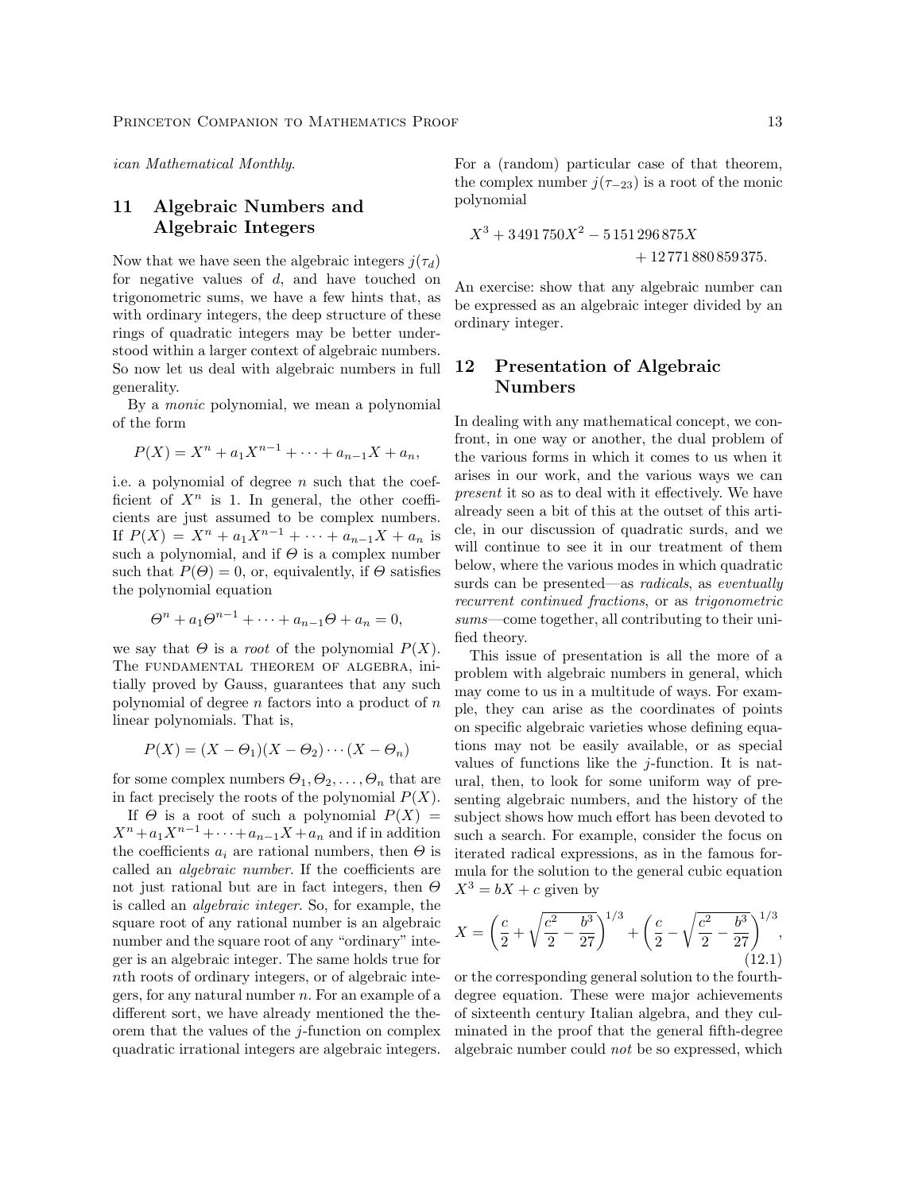*ican Mathematical Monthly*.

## 11 Algebraic Numbers and Algebraic Integers

Now that we have seen the algebraic integers $j(\tau_d)$ for negative values of $d$, and have touched on trigonometric sums, we have a few hints that, as with ordinary integers, the deep structure of these rings of quadratic integers may be better understood within a larger context of algebraic numbers. So now let us deal with algebraic numbers in full generality.

By a *monic* polynomial, we mean a polynomial of the form

$$P(X) = X^n + a_1 X^{n-1} + \cdots + a_{n-1}X + a_n,$$

i.e. a polynomial of degree $n$ such that the coefficient of $X^n$ is 1. In general, the other coefficients are just assumed to be complex numbers. If $P(X) = X^n + a_1 X^{n-1} + \cdots + a_{n-1}X + a_n$ is such a polynomial, and if $\Theta$ is a complex number such that $P(\Theta) = 0$, or, equivalently, if $\Theta$ satisfies the polynomial equation

$$\Theta^n + a_1 \Theta^{n-1} + \cdots + a_{n-1}\Theta + a_n = 0,$$

we say that $\Theta$ is a *root* of the polynomial $P(X)$. The FUNDAMENTAL THEOREM OF ALGEBRA, initially proved by Gauss, guarantees that any such polynomial of degree $n$ factors into a product of $n$ linear polynomials. That is,

$$P(X) = (X - \Theta_1)(X - \Theta_2) \cdots (X - \Theta_n)$$

for some complex numbers $\Theta_1, \Theta_2, \ldots, \Theta_n$ that are in fact precisely the roots of the polynomial $P(X)$.

If $\Theta$ is a root of such a polynomial $P(X) = X^n + a_1 X^{n-1} + \cdots + a_{n-1}X + a_n$ and if in addition the coefficients $a_i$ are rational numbers, then $\Theta$ is called an *algebraic number*. If the coefficients are not just rational but are in fact integers, then $\Theta$ is called an *algebraic integer*. So, for example, the square root of any rational number is an algebraic number and the square root of any "ordinary" integer is an algebraic integer. The same holds true for $n$th roots of ordinary integers, or of algebraic integers, for any natural number $n$. For an example of a different sort, we have already mentioned the theorem that the values of the $j$-function on complex quadratic irrational integers are algebraic integers. For a (random) particular case of that theorem, the complex number $j(\tau_{-23})$ is a root of the monic polynomial

$$X^3 + 3\,491\,750X^2 - 5\,151\,296\,875X + 12\,771\,880\,859\,375.$$

An exercise: show that any algebraic number can be expressed as an algebraic integer divided by an ordinary integer.

## 12 Presentation of Algebraic Numbers

In dealing with any mathematical concept, we confront, in one way or another, the dual problem of the various forms in which it comes to us when it arises in our work, and the various ways we can *present* it so as to deal with it effectively. We have already seen a bit of this at the outset of this article, in our discussion of quadratic surds, and we will continue to see it in our treatment of them below, where the various modes in which quadratic surds can be presented—as *radicals*, as *eventually recurrent continued fractions*, or as *trigonometric sums*—come together, all contributing to their unified theory.

This issue of presentation is all the more of a problem with algebraic numbers in general, which may come to us in a multitude of ways. For example, they can arise as the coordinates of points on specific algebraic varieties whose defining equations may not be easily available, or as special values of functions like the $j$-function. It is natural, then, to look for some uniform way of presenting algebraic numbers, and the history of the subject shows how much effort has been devoted to such a search. For example, consider the focus on iterated radical expressions, as in the famous formula for the solution to the general cubic equation $X^3 = bX + c$ given by

$$X = \left(\frac{c}{2} + \sqrt{\frac{c^2}{2} - \frac{b^3}{27}}\right)^{1/3} + \left(\frac{c}{2} - \sqrt{\frac{c^2}{2} - \frac{b^3}{27}}\right)^{1/3}, \tag{12.1}$$

or the corresponding general solution to the fourth-degree equation. These were major achievements of sixteenth century Italian algebra, and they culminated in the proof that the general fifth-degree algebraic number could *not* be so expressed, which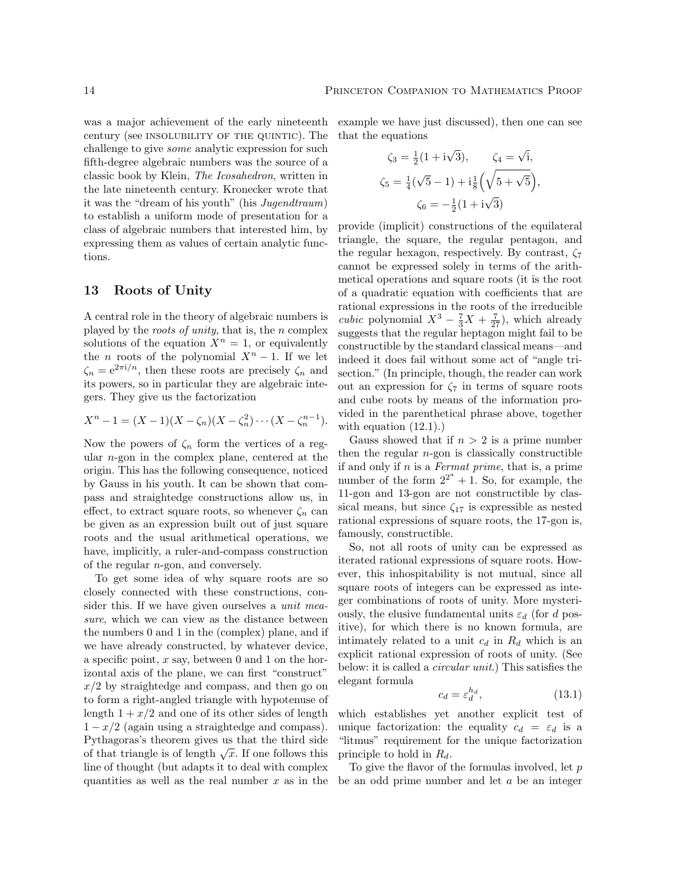was a major achievement of the early nineteenth century (see INSOLUBILITY OF THE QUINTIC). The challenge to give *some* analytic expression for such fifth-degree algebraic numbers was the source of a classic book by Klein, *The Icosahedron*, written in the late nineteenth century. Kronecker wrote that it was the "dream of his youth" (his *Jugendtraum*) to establish a uniform mode of presentation for a class of algebraic numbers that interested him, by expressing them as values of certain analytic functions.

## 13 Roots of Unity

A central role in the theory of algebraic numbers is played by the *roots of unity*, that is, the $n$ complex solutions of the equation $X^n = 1$, or equivalently the $n$ roots of the polynomial $X^n - 1$. If we let $\zeta_n = e^{2\pi i/n}$, then these roots are precisely $\zeta_n$ and its powers, so in particular they are algebraic integers. They give us the factorization

$$X^n - 1 = (X-1)(X-\zeta_n)(X-\zeta_n^2)\cdots(X-\zeta_n^{n-1}).$$

Now the powers of $\zeta_n$ form the vertices of a regular $n$-gon in the complex plane, centered at the origin. This has the following consequence, noticed by Gauss in his youth. It can be shown that compass and straightedge constructions allow us, in effect, to extract square roots, so whenever $\zeta_n$ can be given as an expression built out of just square roots and the usual arithmetical operations, we have, implicitly, a ruler-and-compass construction of the regular $n$-gon, and conversely.

To get some idea of why square roots are so closely connected with these constructions, consider this. If we have given ourselves a *unit measure*, which we can view as the distance between the numbers 0 and 1 in the (complex) plane, and if we have already constructed, by whatever device, a specific point, $x$ say, between 0 and 1 on the horizontal axis of the plane, we can first "construct" $x/2$ by straightedge and compass, and then go on to form a right-angled triangle with hypotenuse of length $1 + x/2$ and one of its other sides of length $1 - x/2$ (again using a straightedge and compass). Pythagoras's theorem gives us that the third side of that triangle is of length $\sqrt{x}$. If one follows this line of thought (but adapts it to deal with complex quantities as well as the real number $x$ as in the example we have just discussed), then one can see that the equations

$$\zeta_3 = \tfrac{1}{2}(1 + i\sqrt{3}), \qquad \zeta_4 = \sqrt{i},$$
$$\zeta_5 = \tfrac{1}{4}(\sqrt{5} - 1) + i\tfrac{1}{8}\Big(\sqrt{5 + \sqrt{5}}\Big),$$
$$\zeta_6 = -\tfrac{1}{2}(1 + i\sqrt{3})$$

provide (implicit) constructions of the equilateral triangle, the square, the regular pentagon, and the regular hexagon, respectively. By contrast, $\zeta_7$ cannot be expressed solely in terms of the arithmetical operations and square roots (it is the root of a quadratic equation with coefficients that are rational expressions in the roots of the irreducible *cubic* polynomial $X^3 - \frac{7}{3}X + \frac{7}{27}$), which already suggests that the regular heptagon might fail to be constructible by the standard classical means—and indeed it does fail without some act of "angle trisection." (In principle, though, the reader can work out an expression for $\zeta_7$ in terms of square roots and cube roots by means of the information provided in the parenthetical phrase above, together with equation (12.1).)

Gauss showed that if $n > 2$ is a prime number then the regular $n$-gon is classically constructible if and only if $n$ is a *Fermat prime*, that is, a prime number of the form $2^{2^a} + 1$. So, for example, the 11-gon and 13-gon are not constructible by classical means, but since $\zeta_{17}$ is expressible as nested rational expressions of square roots, the 17-gon is, famously, constructible.

So, not all roots of unity can be expressed as iterated rational expressions of square roots. However, this inhospitability is not mutual, since all square roots of integers can be expressed as integer combinations of roots of unity. More mysteriously, the elusive fundamental units $\varepsilon_d$ (for $d$ positive), for which there is no known formula, are intimately related to a unit $c_d$ in $R_d$ which is an explicit rational expression of roots of unity. (See below: it is called a *circular unit*.) This satisfies the elegant formula

$$c_d = \varepsilon_d^{h_d}, \tag{13.1}$$

which establishes yet another explicit test of unique factorization: the equality $c_d = \varepsilon_d$ is a "litmus" requirement for the unique factorization principle to hold in $R_d$.

To give the flavor of the formulas involved, let $p$ be an odd prime number and let $a$ be an integer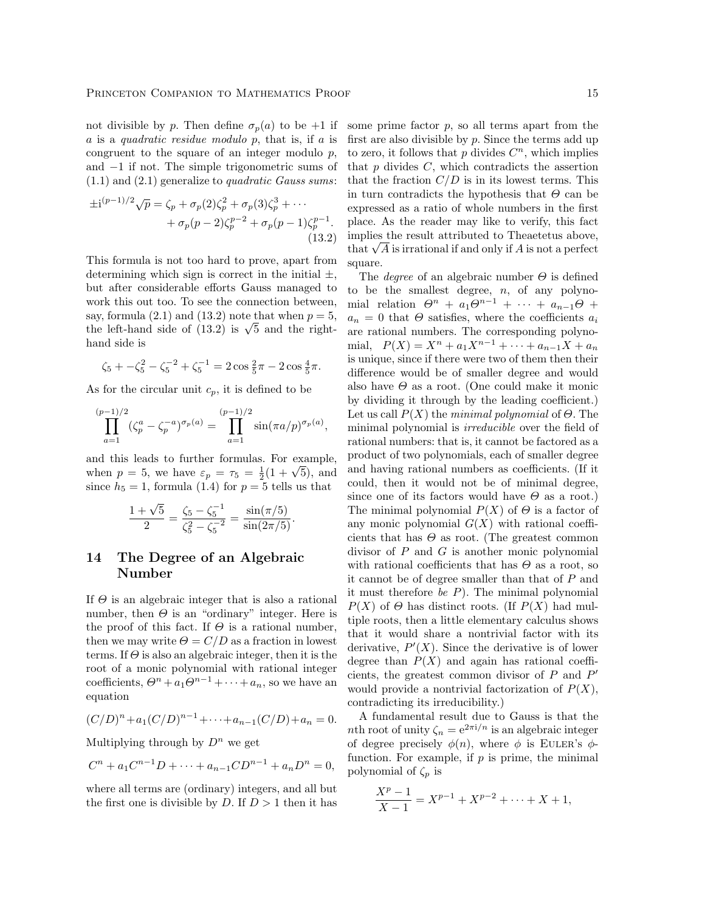not divisible by $p$. Then define $\sigma_p(a)$ to be $+1$ if $a$ is a *quadratic residue modulo* $p$, that is, if $a$ is congruent to the square of an integer modulo $p$, and $-1$ if not. The simple trigonometric sums of (1.1) and (2.1) generalize to *quadratic Gauss sums*:

$$\pm \mathrm{i}^{(p-1)/2}\sqrt{p} = \zeta_p + \sigma_p(2)\zeta_p^2 + \sigma_p(3)\zeta_p^3 + \cdots + \sigma_p(p-2)\zeta_p^{p-2} + \sigma_p(p-1)\zeta_p^{p-1}. \tag{13.2}$$

This formula is not too hard to prove, apart from determining which sign is correct in the initial $\pm$, but after considerable efforts Gauss managed to work this out too. To see the connection between, say, formula (2.1) and (13.2) note that when $p = 5$, the left-hand side of (13.2) is $\sqrt{5}$ and the right-hand side is

$$\zeta_5 + -\zeta_5^2 - \zeta_5^{-2} + \zeta_5^{-1} = 2\cos\tfrac{2}{5}\pi - 2\cos\tfrac{4}{5}\pi.$$

As for the circular unit $c_p$, it is defined to be

$$\prod_{a=1}^{(p-1)/2} (\zeta_p^a - \zeta_p^{-a})^{\sigma_p(a)} = \prod_{a=1}^{(p-1)/2} \sin(\pi a/p)^{\sigma_p(a)},$$

and this leads to further formulas. For example, when $p = 5$, we have $\varepsilon_p = \tau_5 = \frac{1}{2}(1+\sqrt{5})$, and since $h_5 = 1$, formula (1.4) for $p = 5$ tells us that

$$\frac{1+\sqrt{5}}{2} = \frac{\zeta_5 - \zeta_5^{-1}}{\zeta_5^2 - \zeta_5^{-2}} = \frac{\sin(\pi/5)}{\sin(2\pi/5)}.$$

## 14 The Degree of an Algebraic Number

If $\Theta$ is an algebraic integer that is also a rational number, then $\Theta$ is an "ordinary" integer. Here is the proof of this fact. If $\Theta$ is a rational number, then we may write $\Theta = C/D$ as a fraction in lowest terms. If $\Theta$ is also an algebraic integer, then it is the root of a monic polynomial with rational integer coefficients, $\Theta^n + a_1\Theta^{n-1} + \cdots + a_n$, so we have an equation

$$(C/D)^n + a_1(C/D)^{n-1} + \cdots + a_{n-1}(C/D) + a_n = 0.$$

Multiplying through by $D^n$ we get

$$C^n + a_1C^{n-1}D + \cdots + a_{n-1}CD^{n-1} + a_nD^n = 0,$$

where all terms are (ordinary) integers, and all but the first one is divisible by $D$. If $D > 1$ then it has some prime factor $p$, so all terms apart from the first are also divisible by $p$. Since the terms add up to zero, it follows that $p$ divides $C^n$, which implies that $p$ divides $C$, which contradicts the assertion that the fraction $C/D$ is in its lowest terms. This in turn contradicts the hypothesis that $\Theta$ can be expressed as a ratio of whole numbers in the first place. As the reader may like to verify, this fact implies the result attributed to Theaetetus above, that $\sqrt{A}$ is irrational if and only if $A$ is not a perfect square.

The *degree* of an algebraic number $\Theta$ is defined to be the smallest degree, $n$, of any polynomial relation $\Theta^n + a_1\Theta^{n-1} + \cdots + a_{n-1}\Theta + a_n = 0$ that $\Theta$ satisfies, where the coefficients $a_i$ are rational numbers. The corresponding polynomial, $P(X) = X^n + a_1X^{n-1} + \cdots + a_{n-1}X + a_n$ is unique, since if there were two of them then their difference would be of smaller degree and would also have $\Theta$ as a root. (One could make it monic by dividing it through by the leading coefficient.) Let us call $P(X)$ the *minimal polynomial* of $\Theta$. The minimal polynomial is *irreducible* over the field of rational numbers: that is, it cannot be factored as a product of two polynomials, each of smaller degree and having rational numbers as coefficients. (If it could, then it would not be of minimal degree, since one of its factors would have $\Theta$ as a root.) The minimal polynomial $P(X)$ of $\Theta$ is a factor of any monic polynomial $G(X)$ with rational coefficients that has $\Theta$ as root. (The greatest common divisor of $P$ and $G$ is another monic polynomial with rational coefficients that has $\Theta$ as a root, so it cannot be of degree smaller than that of $P$ and it must therefore *be* $P$). The minimal polynomial $P(X)$ of $\Theta$ has distinct roots. (If $P(X)$ had multiple roots, then a little elementary calculus shows that it would share a nontrivial factor with its derivative, $P'(X)$. Since the derivative is of lower degree than $P(X)$ and again has rational coefficients, the greatest common divisor of $P$ and $P'$ would provide a nontrivial factorization of $P(X)$, contradicting its irreducibility.)

A fundamental result due to Gauss is that the $n$th root of unity $\zeta_n = \mathrm{e}^{2\pi\mathrm{i}/n}$ is an algebraic integer of degree precisely $\phi(n)$, where $\phi$ is Euler's $\phi$-function. For example, if $p$ is prime, the minimal polynomial of $\zeta_p$ is

$$\frac{X^p - 1}{X - 1} = X^{p-1} + X^{p-2} + \cdots + X + 1,$$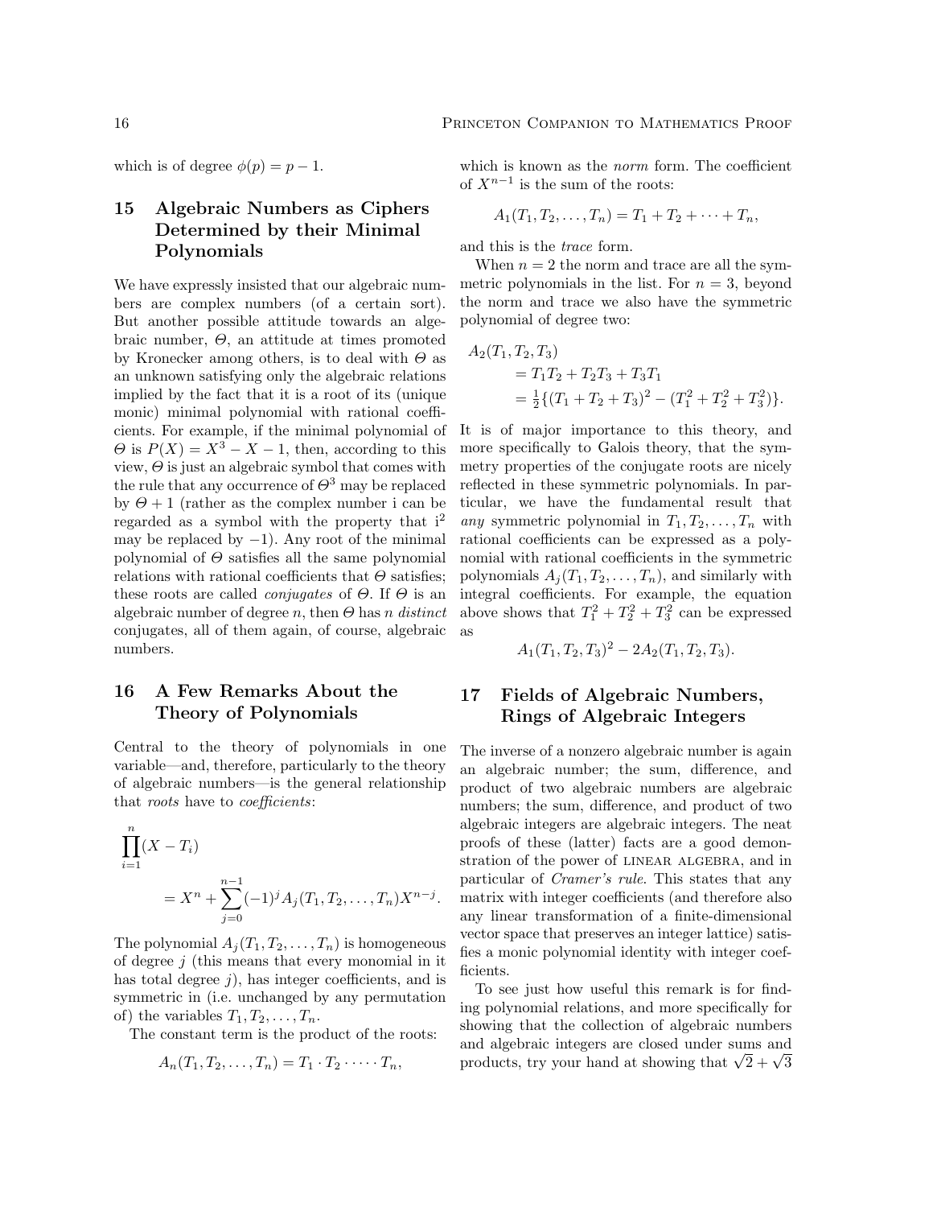which is of degree $\phi(p) = p - 1$.

## 15 Algebraic Numbers as Ciphers Determined by their Minimal Polynomials

We have expressly insisted that our algebraic numbers are complex numbers (of a certain sort). But another possible attitude towards an algebraic number, $\Theta$, an attitude at times promoted by Kronecker among others, is to deal with $\Theta$ as an unknown satisfying only the algebraic relations implied by the fact that it is a root of its (unique monic) minimal polynomial with rational coefficients. For example, if the minimal polynomial of $\Theta$ is $P(X) = X^3 - X - 1$, then, according to this view, $\Theta$ is just an algebraic symbol that comes with the rule that any occurrence of $\Theta^3$ may be replaced by $\Theta + 1$ (rather as the complex number i can be regarded as a symbol with the property that $\mathrm{i}^2$ may be replaced by $-1$). Any root of the minimal polynomial of $\Theta$ satisfies all the same polynomial relations with rational coefficients that $\Theta$ satisfies; these roots are called *conjugates* of $\Theta$. If $\Theta$ is an algebraic number of degree $n$, then $\Theta$ has $n$ *distinct* conjugates, all of them again, of course, algebraic numbers.

## 16 A Few Remarks About the Theory of Polynomials

Central to the theory of polynomials in one variable—and, therefore, particularly to the theory of algebraic numbers—is the general relationship that *roots* have to *coefficients*:

$$\prod_{i=1}^{n}(X - T_i) = X^n + \sum_{j=0}^{n-1}(-1)^j A_j(T_1, T_2, \dots, T_n)X^{n-j}.$$

The polynomial $A_j(T_1, T_2, \dots, T_n)$ is homogeneous of degree $j$ (this means that every monomial in it has total degree $j$), has integer coefficients, and is symmetric in (i.e. unchanged by any permutation of) the variables $T_1, T_2, \dots, T_n$.

The constant term is the product of the roots:

$$A_n(T_1, T_2, \dots, T_n) = T_1 \cdot T_2 \cdot \dots \cdot T_n,$$

which is known as the *norm* form. The coefficient of $X^{n-1}$ is the sum of the roots:

$$A_1(T_1, T_2, \dots, T_n) = T_1 + T_2 + \dots + T_n,$$

and this is the *trace* form.

When $n = 2$ the norm and trace are all the symmetric polynomials in the list. For $n = 3$, beyond the norm and trace we also have the symmetric polynomial of degree two:

$$\begin{aligned} A_2(T_1, T_2, T_3) &= T_1T_2 + T_2T_3 + T_3T_1 \\ &= \tfrac{1}{2}\{(T_1 + T_2 + T_3)^2 - (T_1^2 + T_2^2 + T_3^2)\}. \end{aligned}$$

It is of major importance to this theory, and more specifically to Galois theory, that the symmetry properties of the conjugate roots are nicely reflected in these symmetric polynomials. In particular, we have the fundamental result that *any* symmetric polynomial in $T_1, T_2, \dots, T_n$ with rational coefficients can be expressed as a polynomial with rational coefficients in the symmetric polynomials $A_j(T_1, T_2, \dots, T_n)$, and similarly with integral coefficients. For example, the equation above shows that $T_1^2 + T_2^2 + T_3^2$ can be expressed as

$$A_1(T_1, T_2, T_3)^2 - 2A_2(T_1, T_2, T_3).$$

## 17 Fields of Algebraic Numbers, Rings of Algebraic Integers

The inverse of a nonzero algebraic number is again an algebraic number; the sum, difference, and product of two algebraic numbers are algebraic numbers; the sum, difference, and product of two algebraic integers are algebraic integers. The neat proofs of these (latter) facts are a good demonstration of the power of LINEAR ALGEBRA, and in particular of *Cramer's rule*. This states that any matrix with integer coefficients (and therefore also any linear transformation of a finite-dimensional vector space that preserves an integer lattice) satisfies a monic polynomial identity with integer coefficients.

To see just how useful this remark is for finding polynomial relations, and more specifically for showing that the collection of algebraic numbers and algebraic integers are closed under sums and products, try your hand at showing that $\sqrt{2} + \sqrt{3}$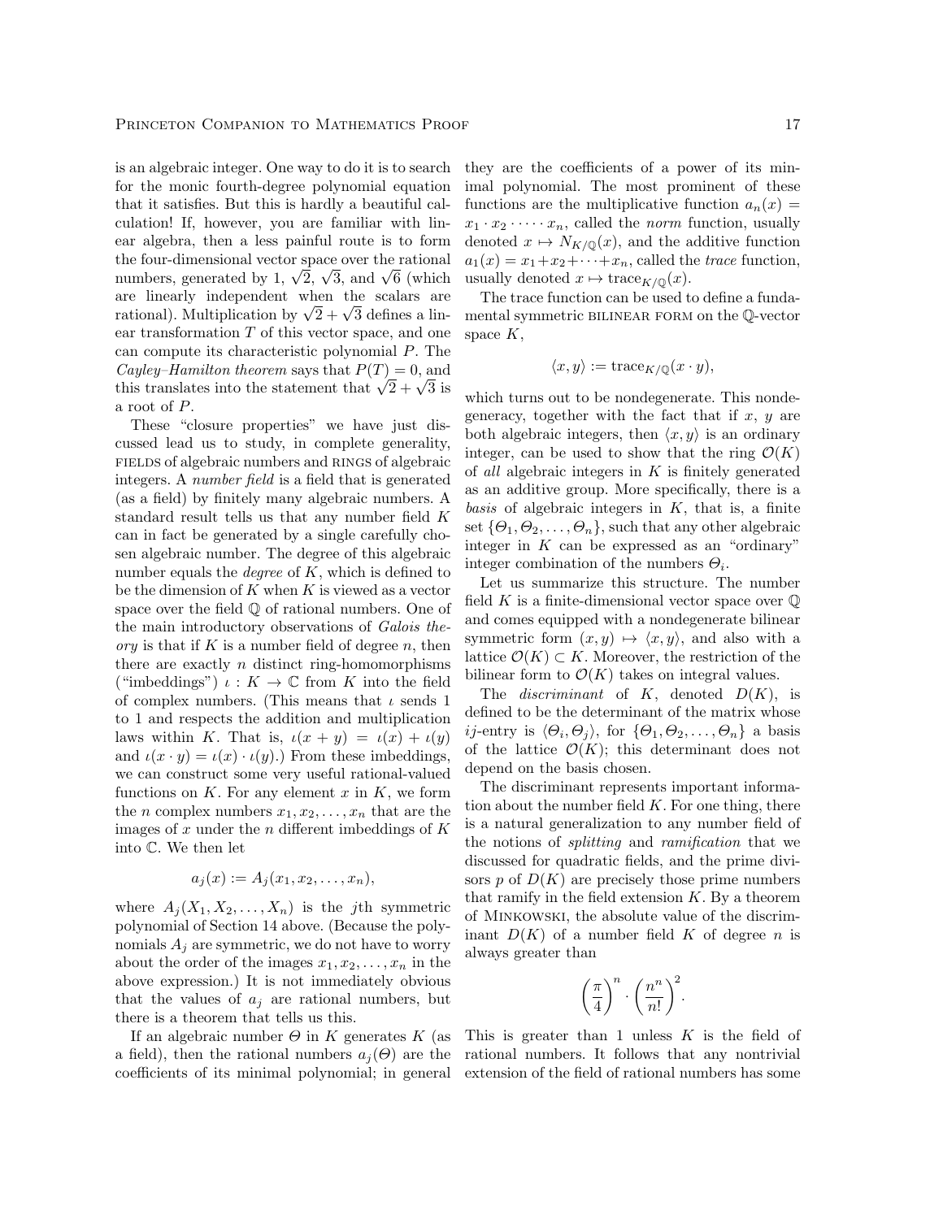is an algebraic integer. One way to do it is to search for the monic fourth-degree polynomial equation that it satisfies. But this is hardly a beautiful calculation! If, however, you are familiar with linear algebra, then a less painful route is to form the four-dimensional vector space over the rational numbers, generated by 1, $\sqrt{2}$, $\sqrt{3}$, and $\sqrt{6}$ (which are linearly independent when the scalars are rational). Multiplication by $\sqrt{2}+\sqrt{3}$ defines a linear transformation $T$ of this vector space, and one can compute its characteristic polynomial $P$. The *Cayley–Hamilton theorem* says that $P(T)=0$, and this translates into the statement that $\sqrt{2}+\sqrt{3}$ is a root of $P$.

These "closure properties" we have just discussed lead us to study, in complete generality, FIELDS of algebraic numbers and RINGS of algebraic integers. A *number field* is a field that is generated (as a field) by finitely many algebraic numbers. A standard result tells us that any number field $K$ can in fact be generated by a single carefully chosen algebraic number. The degree of this algebraic number equals the *degree* of $K$, which is defined to be the dimension of $K$ when $K$ is viewed as a vector space over the field $\mathbb{Q}$ of rational numbers. One of the main introductory observations of *Galois theory* is that if $K$ is a number field of degree $n$, then there are exactly $n$ distinct ring-homomorphisms ("imbeddings") $\iota : K \to \mathbb{C}$ from $K$ into the field of complex numbers. (This means that $\iota$ sends 1 to 1 and respects the addition and multiplication laws within $K$. That is, $\iota(x+y)=\iota(x)+\iota(y)$ and $\iota(x\cdot y)=\iota(x)\cdot\iota(y)$.) From these imbeddings, we can construct some very useful rational-valued functions on $K$. For any element $x$ in $K$, we form the $n$ complex numbers $x_1, x_2, \dots, x_n$ that are the images of $x$ under the $n$ different imbeddings of $K$ into $\mathbb{C}$. We then let

$$a_j(x) := A_j(x_1, x_2, \dots, x_n),$$

where $A_j(X_1, X_2, \dots, X_n)$ is the $j$th symmetric polynomial of Section 14 above. (Because the polynomials $A_j$ are symmetric, we do not have to worry about the order of the images $x_1, x_2, \dots, x_n$ in the above expression.) It is not immediately obvious that the values of $a_j$ are rational numbers, but there is a theorem that tells us this.

If an algebraic number $\Theta$ in $K$ generates $K$ (as a field), then the rational numbers $a_j(\Theta)$ are the coefficients of its minimal polynomial; in general they are the coefficients of a power of its minimal polynomial. The most prominent of these functions are the multiplicative function $a_n(x) = x_1 \cdot x_2 \cdot \dots \cdot x_n$, called the *norm* function, usually denoted $x \mapsto N_{K/\mathbb{Q}}(x)$, and the additive function $a_1(x) = x_1 + x_2 + \dots + x_n$, called the *trace* function, usually denoted $x \mapsto \mathrm{trace}_{K/\mathbb{Q}}(x)$.

The trace function can be used to define a fundamental symmetric BILINEAR FORM on the $\mathbb{Q}$-vector space $K$,

$$\langle x, y\rangle := \mathrm{trace}_{K/\mathbb{Q}}(x \cdot y),$$

which turns out to be nondegenerate. This nondegeneracy, together with the fact that if $x$, $y$ are both algebraic integers, then $\langle x, y\rangle$ is an ordinary integer, can be used to show that the ring $\mathcal{O}(K)$ of *all* algebraic integers in $K$ is finitely generated as an additive group. More specifically, there is a *basis* of algebraic integers in $K$, that is, a finite set $\{\Theta_1, \Theta_2, \dots, \Theta_n\}$, such that any other algebraic integer in $K$ can be expressed as an "ordinary" integer combination of the numbers $\Theta_i$.

Let us summarize this structure. The number field $K$ is a finite-dimensional vector space over $\mathbb{Q}$ and comes equipped with a nondegenerate bilinear symmetric form $(x, y) \mapsto \langle x, y\rangle$, and also with a lattice $\mathcal{O}(K) \subset K$. Moreover, the restriction of the bilinear form to $\mathcal{O}(K)$ takes on integral values.

The *discriminant* of $K$, denoted $D(K)$, is defined to be the determinant of the matrix whose $ij$-entry is $\langle\Theta_i, \Theta_j\rangle$, for $\{\Theta_1, \Theta_2, \dots, \Theta_n\}$ a basis of the lattice $\mathcal{O}(K)$; this determinant does not depend on the basis chosen.

The discriminant represents important information about the number field $K$. For one thing, there is a natural generalization to any number field of the notions of *splitting* and *ramification* that we discussed for quadratic fields, and the prime divisors $p$ of $D(K)$ are precisely those prime numbers that ramify in the field extension $K$. By a theorem of MINKOWSKI, the absolute value of the discriminant $D(K)$ of a number field $K$ of degree $n$ is always greater than

$$\left(\frac{\pi}{4}\right)^n \cdot \left(\frac{n^n}{n!}\right)^2.$$

This is greater than 1 unless $K$ is the field of rational numbers. It follows that any nontrivial extension of the field of rational numbers has some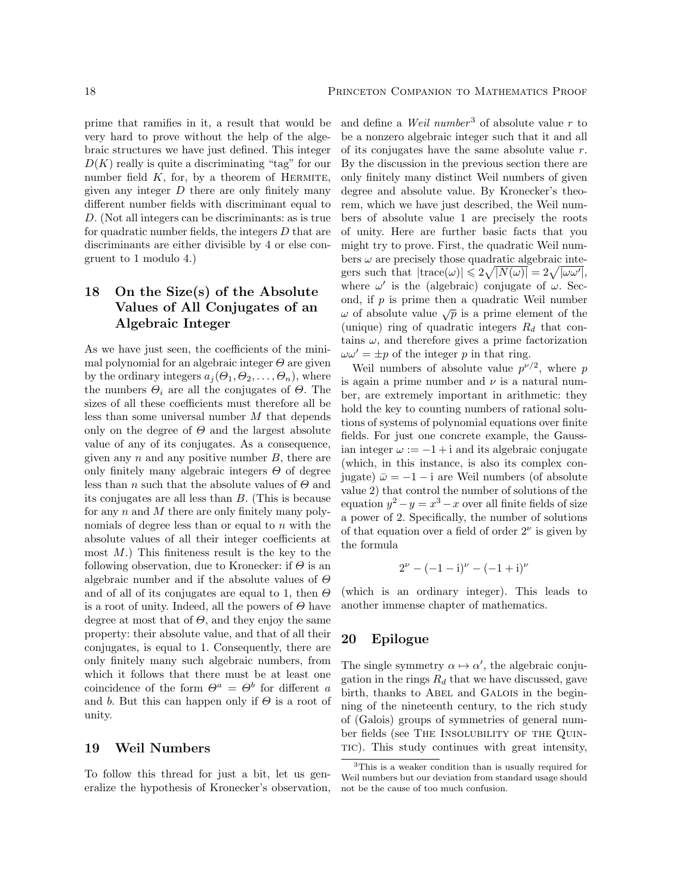prime that ramifies in it, a result that would be very hard to prove without the help of the algebraic structures we have just defined. This integer $D(K)$ really is quite a discriminating "tag" for our number field $K$, for, by a theorem of HERMITE, given any integer $D$ there are only finitely many different number fields with discriminant equal to $D$. (Not all integers can be discriminants: as is true for quadratic number fields, the integers $D$ that are discriminants are either divisible by 4 or else congruent to 1 modulo 4.)

## 18 On the Size(s) of the Absolute Values of All Conjugates of an Algebraic Integer

As we have just seen, the coefficients of the minimal polynomial for an algebraic integer $\Theta$ are given by the ordinary integers $a_j(\Theta_1, \Theta_2, \ldots, \Theta_n)$, where the numbers $\Theta_i$ are all the conjugates of $\Theta$. The sizes of all these coefficients must therefore all be less than some universal number $M$ that depends only on the degree of $\Theta$ and the largest absolute value of any of its conjugates. As a consequence, given any $n$ and any positive number $B$, there are only finitely many algebraic integers $\Theta$ of degree less than $n$ such that the absolute values of $\Theta$ and its conjugates are all less than $B$. (This is because for any $n$ and $M$ there are only finitely many polynomials of degree less than or equal to $n$ with the absolute values of all their integer coefficients at most $M$.) This finiteness result is the key to the following observation, due to Kronecker: if $\Theta$ is an algebraic number and if the absolute values of $\Theta$ and of all of its conjugates are equal to 1, then $\Theta$ is a root of unity. Indeed, all the powers of $\Theta$ have degree at most that of $\Theta$, and they enjoy the same property: their absolute value, and that of all their conjugates, is equal to 1. Consequently, there are only finitely many such algebraic numbers, from which it follows that there must be at least one coincidence of the form $\Theta^a = \Theta^b$ for different $a$ and $b$. But this can happen only if $\Theta$ is a root of unity.

## 19 Weil Numbers

To follow this thread for just a bit, let us generalize the hypothesis of Kronecker's observation, and define a *Weil number*[3] of absolute value $r$ to be a nonzero algebraic integer such that it and all of its conjugates have the same absolute value $r$. By the discussion in the previous section there are only finitely many distinct Weil numbers of given degree and absolute value. By Kronecker's theorem, which we have just described, the Weil numbers of absolute value 1 are precisely the roots of unity. Here are further basic facts that you might try to prove. First, the quadratic Weil numbers $\omega$ are precisely those quadratic algebraic integers such that $|\mathrm{trace}(\omega)| \leqslant 2\sqrt{|N(\omega)|} = 2\sqrt{|\omega\omega'|}$, where $\omega'$ is the (algebraic) conjugate of $\omega$. Second, if $p$ is prime then a quadratic Weil number $\omega$ of absolute value $\sqrt{p}$ is a prime element of the (unique) ring of quadratic integers $R_d$ that contains $\omega$, and therefore gives a prime factorization $\omega\omega' = \pm p$ of the integer $p$ in that ring.

Weil numbers of absolute value $p^{\nu/2}$, where $p$ is again a prime number and $\nu$ is a natural number, are extremely important in arithmetic: they hold the key to counting numbers of rational solutions of systems of polynomial equations over finite fields. For just one concrete example, the Gaussian integer $\omega := -1 + \mathrm{i}$ and its algebraic conjugate (which, in this instance, is also its complex conjugate) $\bar{\omega} = -1 - \mathrm{i}$ are Weil numbers (of absolute value 2) that control the number of solutions of the equation $y^2 - y = x^3 - x$ over all finite fields of size a power of 2. Specifically, the number of solutions of that equation over a field of order $2^\nu$ is given by the formula

$$2^\nu - (-1 - \mathrm{i})^\nu - (-1 + \mathrm{i})^\nu$$

(which is an ordinary integer). This leads to another immense chapter of mathematics.

## 20 Epilogue

The single symmetry $\alpha \mapsto \alpha'$, the algebraic conjugation in the rings $R_d$ that we have discussed, gave birth, thanks to ABEL and GALOIS in the beginning of the nineteenth century, to the rich study of (Galois) groups of symmetries of general number fields (see THE INSOLUBILITY OF THE QUINTIC). This study continues with great intensity,

[3] This is a weaker condition than is usually required for Weil numbers but our deviation from standard usage should not be the cause of too much confusion.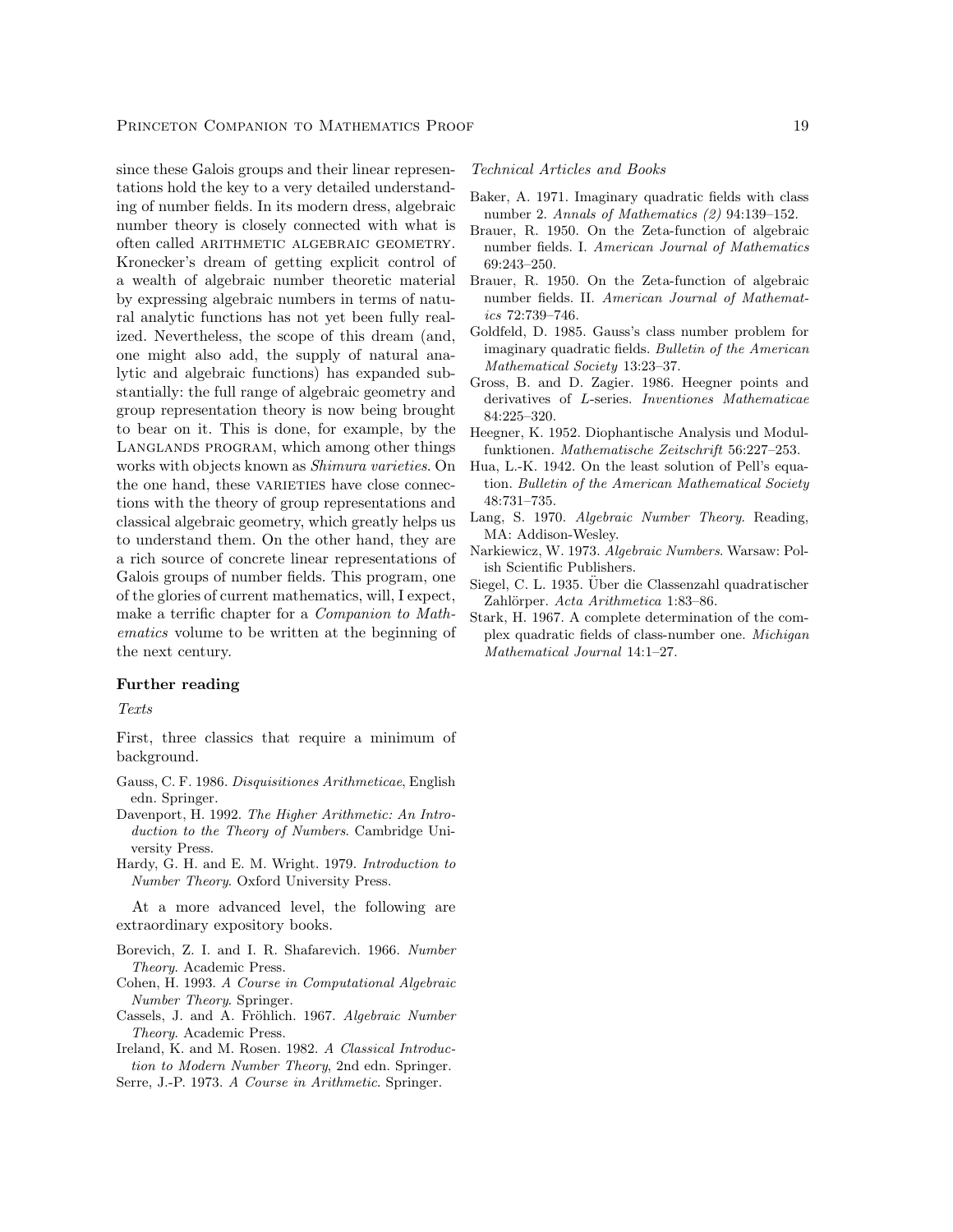since these Galois groups and their linear representations hold the key to a very detailed understanding of number fields. In its modern dress, algebraic number theory is closely connected with what is often called ARITHMETIC ALGEBRAIC GEOMETRY. Kronecker's dream of getting explicit control of a wealth of algebraic number theoretic material by expressing algebraic numbers in terms of natural analytic functions has not yet been fully realized. Nevertheless, the scope of this dream (and, one might also add, the supply of natural analytic and algebraic functions) has expanded substantially: the full range of algebraic geometry and group representation theory is now being brought to bear on it. This is done, for example, by the LANGLANDS PROGRAM, which among other things works with objects known as *Shimura varieties*. On the one hand, these VARIETIES have close connections with the theory of group representations and classical algebraic geometry, which greatly helps us to understand them. On the other hand, they are a rich source of concrete linear representations of Galois groups of number fields. This program, one of the glories of current mathematics, will, I expect, make a terrific chapter for a *Companion to Mathematics* volume to be written at the beginning of the next century.

### Further reading

*Texts*

First, three classics that require a minimum of background.

- Gauss, C. F. 1986. *Disquisitiones Arithmeticae*, English edn. Springer.
- Davenport, H. 1992. *The Higher Arithmetic: An Introduction to the Theory of Numbers*. Cambridge University Press.
- Hardy, G. H. and E. M. Wright. 1979. *Introduction to Number Theory*. Oxford University Press.

At a more advanced level, the following are extraordinary expository books.

- Borevich, Z. I. and I. R. Shafarevich. 1966. *Number Theory*. Academic Press.
- Cohen, H. 1993. *A Course in Computational Algebraic Number Theory*. Springer.
- Cassels, J. and A. Fröhlich. 1967. *Algebraic Number Theory*. Academic Press.
- Ireland, K. and M. Rosen. 1982. *A Classical Introduction to Modern Number Theory*, 2nd edn. Springer.
- Serre, J.-P. 1973. *A Course in Arithmetic*. Springer.

*Technical Articles and Books*

- Baker, A. 1971. Imaginary quadratic fields with class number 2. *Annals of Mathematics (2)* 94:139–152.
- Brauer, R. 1950. On the Zeta-function of algebraic number fields. I. *American Journal of Mathematics* 69:243–250.
- Brauer, R. 1950. On the Zeta-function of algebraic number fields. II. *American Journal of Mathematics* 72:739–746.
- Goldfeld, D. 1985. Gauss's class number problem for imaginary quadratic fields. *Bulletin of the American Mathematical Society* 13:23–37.
- Gross, B. and D. Zagier. 1986. Heegner points and derivatives of $L$-series. *Inventiones Mathematicae* 84:225–320.
- Heegner, K. 1952. Diophantische Analysis und Modulfunktionen. *Mathematische Zeitschrift* 56:227–253.
- Hua, L.-K. 1942. On the least solution of Pell's equation. *Bulletin of the American Mathematical Society* 48:731–735.
- Lang, S. 1970. *Algebraic Number Theory*. Reading, MA: Addison-Wesley.
- Narkiewicz, W. 1973. *Algebraic Numbers*. Warsaw: Polish Scientific Publishers.
- Siegel, C. L. 1935. Über die Classenzahl quadratischer Zahlörper. *Acta Arithmetica* 1:83–86.
- Stark, H. 1967. A complete determination of the complex quadratic fields of class-number one. *Michigan Mathematical Journal* 14:1–27.